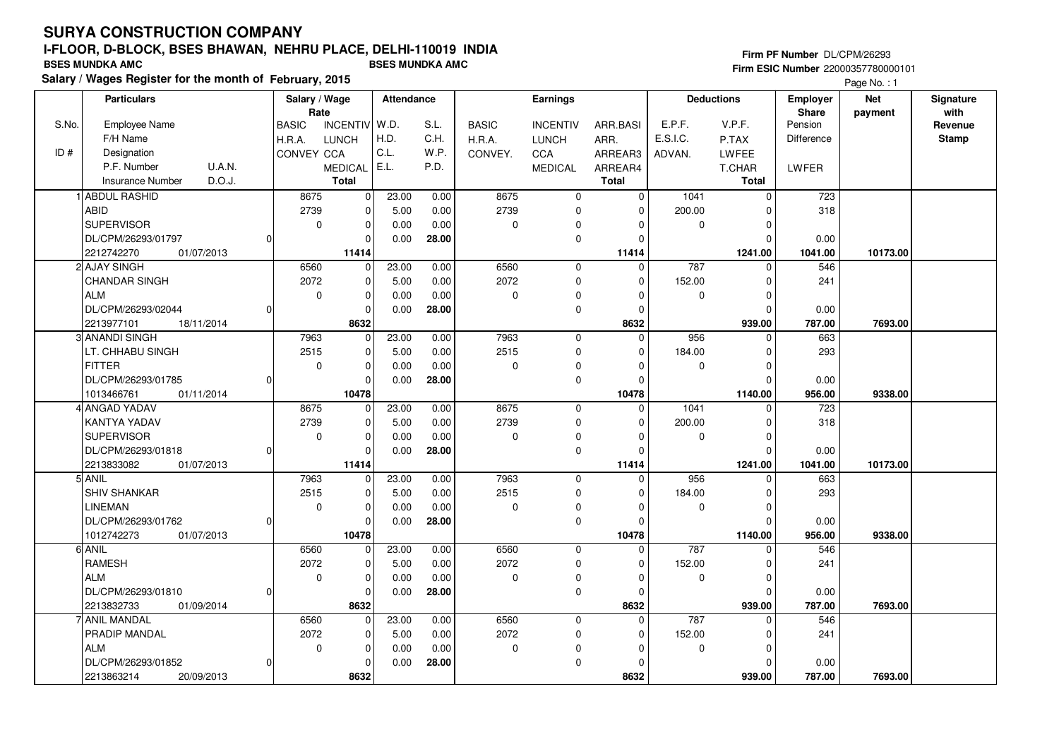# SURYA CONSTRUCTION COMPANY

## I-FLOOR, D-BLOCK, BSES BHAWAN, NEHRU PLACE, DELHI-110019 INDIA

**BSES MUNDKA AMC** **BSES MUNDKA AMC**

**Salary / Wages Register for the month of February, 2015**

**Firm PF Number** DL/CPM/26293
**Firm ESIC Number** 22000357780000101

| S.No. / ID # | Particulars: Employee Name / F/H Name / Designation / P.F. Number, U.A.N. / Insurance Number, D.O.J. | Salary / Wage Rate: BASIC / H.R.A. / CONVEY | Salary / Wage Rate: INCENTIV / LUNCH / CCA / MEDICAL / Total | Attendance: W.D. / H.D. / C.L. / E.L. | Attendance: S.L. / C.H. / W.P. / P.D. | Earnings: BASIC / H.R.A. / CONVEY. | Earnings: INCENTIV / LUNCH / CCA / MEDICAL | Earnings: ARR.BASI / ARR. / ARREAR3 / ARREAR4 / Total | Deductions: E.P.F. / E.S.I.C. / ADVAN. | Deductions: V.P.F. / P.TAX / LWFEE / T.CHAR / Total | Employer Share: Pension / Difference / LWFER | Net payment | Signature with Revenue Stamp |
|---|---|---|---|---|---|---|---|---|---|---|---|---|---|
| 1 | ABDUL RASHID<br>ABID<br>SUPERVISOR<br>DL/CPM/26293/01797, 0<br>2212742270, 01/07/2013 | 8675<br>2739<br>0 | 0<br>0<br>0<br>0<br>11414 | 23.00<br>5.00<br>0.00<br>0.00 | 0.00<br>0.00<br>0.00<br>28.00 | 8675<br>2739<br>0 | 0<br>0<br>0<br>0 | 0<br>0<br>0<br>0<br>11414 | 1041<br>200.00<br>0 | 0<br>0<br>0<br>0<br>1241.00 | 723<br>318<br>0.00<br>1041.00 | 10173.00 | |
| 2 | AJAY SINGH<br>CHANDAR SINGH<br>ALM<br>DL/CPM/26293/02044, 0<br>2213977101, 18/11/2014 | 6560<br>2072<br>0 | 0<br>0<br>0<br>0<br>8632 | 23.00<br>5.00<br>0.00<br>0.00 | 0.00<br>0.00<br>0.00<br>28.00 | 6560<br>2072<br>0 | 0<br>0<br>0<br>0 | 0<br>0<br>0<br>0<br>8632 | 787<br>152.00<br>0 | 0<br>0<br>0<br>0<br>939.00 | 546<br>241<br>0.00<br>787.00 | 7693.00 | |
| 3 | ANANDI SINGH<br>LT. CHHABU SINGH<br>FITTER<br>DL/CPM/26293/01785, 0<br>1013466761, 01/11/2014 | 7963<br>2515<br>0 | 0<br>0<br>0<br>0<br>10478 | 23.00<br>5.00<br>0.00<br>0.00 | 0.00<br>0.00<br>0.00<br>28.00 | 7963<br>2515<br>0 | 0<br>0<br>0<br>0 | 0<br>0<br>0<br>0<br>10478 | 956<br>184.00<br>0 | 0<br>0<br>0<br>0<br>1140.00 | 663<br>293<br>0.00<br>956.00 | 9338.00 | |
| 4 | ANGAD YADAV<br>KANTYA YADAV<br>SUPERVISOR<br>DL/CPM/26293/01818, 0<br>2213833082, 01/07/2013 | 8675<br>2739<br>0 | 0<br>0<br>0<br>0<br>11414 | 23.00<br>5.00<br>0.00<br>0.00 | 0.00<br>0.00<br>0.00<br>28.00 | 8675<br>2739<br>0 | 0<br>0<br>0<br>0 | 0<br>0<br>0<br>0<br>11414 | 1041<br>200.00<br>0 | 0<br>0<br>0<br>0<br>1241.00 | 723<br>318<br>0.00<br>1041.00 | 10173.00 | |
| 5 | ANIL<br>SHIV SHANKAR<br>LINEMAN<br>DL/CPM/26293/01762, 0<br>1012742273, 01/07/2013 | 7963<br>2515<br>0 | 0<br>0<br>0<br>0<br>10478 | 23.00<br>5.00<br>0.00<br>0.00 | 0.00<br>0.00<br>0.00<br>28.00 | 7963<br>2515<br>0 | 0<br>0<br>0<br>0 | 0<br>0<br>0<br>0<br>10478 | 956<br>184.00<br>0 | 0<br>0<br>0<br>0<br>1140.00 | 663<br>293<br>0.00<br>956.00 | 9338.00 | |
| 6 | ANIL<br>RAMESH<br>ALM<br>DL/CPM/26293/01810, 0<br>2213832733, 01/09/2014 | 6560<br>2072<br>0 | 0<br>0<br>0<br>0<br>8632 | 23.00<br>5.00<br>0.00<br>0.00 | 0.00<br>0.00<br>0.00<br>28.00 | 6560<br>2072<br>0 | 0<br>0<br>0<br>0 | 0<br>0<br>0<br>0<br>8632 | 787<br>152.00<br>0 | 0<br>0<br>0<br>0<br>939.00 | 546<br>241<br>0.00<br>787.00 | 7693.00 | |
| 7 | ANIL MANDAL<br>PRADIP MANDAL<br>ALM<br>DL/CPM/26293/01852, 0<br>2213863214, 20/09/2013 | 6560<br>2072<br>0 | 0<br>0<br>0<br>0<br>8632 | 23.00<br>5.00<br>0.00<br>0.00 | 0.00<br>0.00<br>0.00<br>28.00 | 6560<br>2072<br>0 | 0<br>0<br>0<br>0 | 0<br>0<br>0<br>0<br>8632 | 787<br>152.00<br>0 | 0<br>0<br>0<br>0<br>939.00 | 546<br>241<br>0.00<br>787.00 | 7693.00 | |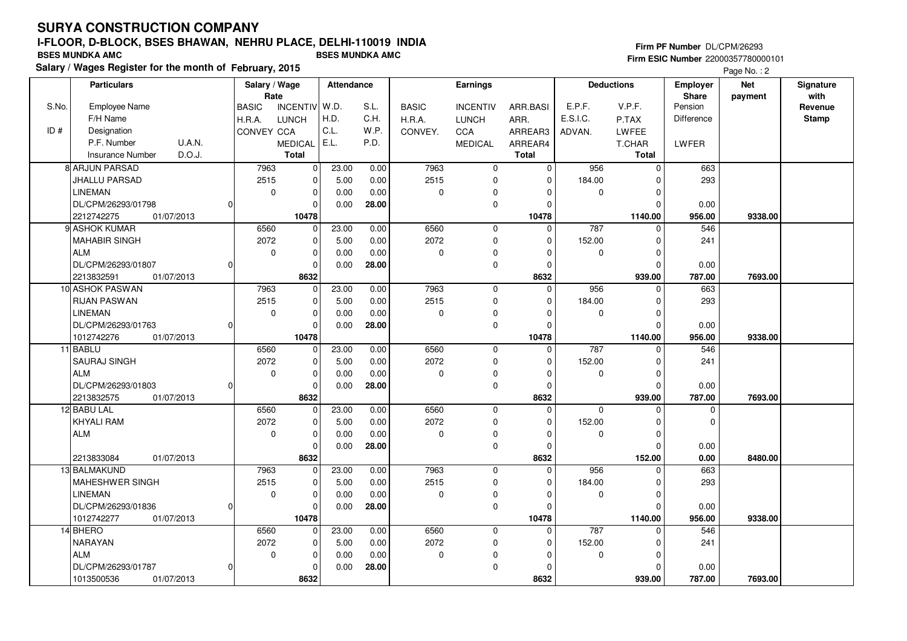# SURYA CONSTRUCTION COMPANY

## I-FLOOR, D-BLOCK, BSES BHAWAN, NEHRU PLACE, DELHI-110019 INDIA

**BSES MUNDKA AMC** **BSES MUNDKA AMC**

**Salary / Wages Register for the month of February, 2015**

**Firm PF Number** DL/CPM/26293
**Firm ESIC Number** 22000357780000101

| S.No. / ID # | Particulars: Employee Name / F/H Name / Designation / P.F. Number / U.A.N. / Insurance Number / D.O.J. | Salary / Wage Rate: BASIC / H.R.A. / CONVEY | Salary / Wage Rate: INCENTIV / LUNCH / CCA / MEDICAL / Total | Attendance: W.D. / H.D. / C.L. / E.L. | Attendance: S.L. / C.H. / W.P. / P.D. | Earnings: BASIC / H.R.A. / CONVEY. | Earnings: INCENTIV / LUNCH / CCA / MEDICAL | Earnings: ARR.BASI / ARR. / ARREAR3 / ARREAR4 / Total | Deductions: E.P.F. / E.S.I.C. / ADVAN. | Deductions: V.P.F. / P.TAX / LWFEE / T.CHAR / Total | Employer Share: Pension / Difference / LWFER | Net payment | Signature with Revenue Stamp |
|---|---|---|---|---|---|---|---|---|---|---|---|---|---|
| 8 | ARJUN PARSAD / JHALLU PARSAD / LINEMAN / DL/CPM/26293/01798 / 0 / 2212742275 / 01/07/2013 | 7963 / 2515 / 0 | 0 / 0 / 0 / 0 / 10478 | 23.00 / 5.00 / 0.00 / 0.00 | 0.00 / 0.00 / 0.00 / 28.00 | 7963 / 2515 / 0 | 0 / 0 / 0 / 0 | 0 / 0 / 0 / 0 / 10478 | 956 / 184.00 / 0 | 0 / 0 / 0 / 0 / 1140.00 | 663 / 293 / 0.00 / 956.00 | 9338.00 | |
| 9 | ASHOK KUMAR / MAHABIR SINGH / ALM / DL/CPM/26293/01807 / 0 / 2213832591 / 01/07/2013 | 6560 / 2072 / 0 | 0 / 0 / 0 / 0 / 8632 | 23.00 / 5.00 / 0.00 / 0.00 | 0.00 / 0.00 / 0.00 / 28.00 | 6560 / 2072 / 0 | 0 / 0 / 0 / 0 | 0 / 0 / 0 / 0 / 8632 | 787 / 152.00 / 0 | 0 / 0 / 0 / 0 / 939.00 | 546 / 241 / 0.00 / 787.00 | 7693.00 | |
| 10 | ASHOK PASWAN / RIJAN PASWAN / LINEMAN / DL/CPM/26293/01763 / 0 / 1012742276 / 01/07/2013 | 7963 / 2515 / 0 | 0 / 0 / 0 / 0 / 10478 | 23.00 / 5.00 / 0.00 / 0.00 | 0.00 / 0.00 / 0.00 / 28.00 | 7963 / 2515 / 0 | 0 / 0 / 0 / 0 | 0 / 0 / 0 / 0 / 10478 | 956 / 184.00 / 0 | 0 / 0 / 0 / 0 / 1140.00 | 663 / 293 / 0.00 / 956.00 | 9338.00 | |
| 11 | BABLU / SAURAJ SINGH / ALM / DL/CPM/26293/01803 / 0 / 2213832575 / 01/07/2013 | 6560 / 2072 / 0 | 0 / 0 / 0 / 0 / 8632 | 23.00 / 5.00 / 0.00 / 0.00 | 0.00 / 0.00 / 0.00 / 28.00 | 6560 / 2072 / 0 | 0 / 0 / 0 / 0 | 0 / 0 / 0 / 0 / 8632 | 787 / 152.00 / 0 | 0 / 0 / 0 / 0 / 939.00 | 546 / 241 / 0.00 / 787.00 | 7693.00 | |
| 12 | BABU LAL / KHYALI RAM / ALM / 2213833084 / 01/07/2013 | 6560 / 2072 / 0 | 0 / 0 / 0 / 0 / 8632 | 23.00 / 5.00 / 0.00 / 0.00 | 0.00 / 0.00 / 0.00 / 28.00 | 6560 / 2072 / 0 | 0 / 0 / 0 / 0 | 0 / 0 / 0 / 0 / 8632 | 0 / 152.00 / 0 | 0 / 0 / 0 / 0 / 152.00 | 0 / 0 / 0.00 / 0.00 | 8480.00 | |
| 13 | BALMAKUND / MAHESHWER SINGH / LINEMAN / DL/CPM/26293/01836 / 0 / 1012742277 / 01/07/2013 | 7963 / 2515 / 0 | 0 / 0 / 0 / 0 / 10478 | 23.00 / 5.00 / 0.00 / 0.00 | 0.00 / 0.00 / 0.00 / 28.00 | 7963 / 2515 / 0 | 0 / 0 / 0 / 0 | 0 / 0 / 0 / 0 / 10478 | 956 / 184.00 / 0 | 0 / 0 / 0 / 0 / 1140.00 | 663 / 293 / 0.00 / 956.00 | 9338.00 | |
| 14 | BHERO / NARAYAN / ALM / DL/CPM/26293/01787 / 0 / 1013500536 / 01/07/2013 | 6560 / 2072 / 0 | 0 / 0 / 0 / 0 / 8632 | 23.00 / 5.00 / 0.00 / 0.00 | 0.00 / 0.00 / 0.00 / 28.00 | 6560 / 2072 / 0 | 0 / 0 / 0 / 0 | 0 / 0 / 0 / 0 / 8632 | 787 / 152.00 / 0 | 0 / 0 / 0 / 0 / 939.00 | 546 / 241 / 0.00 / 787.00 | 7693.00 | |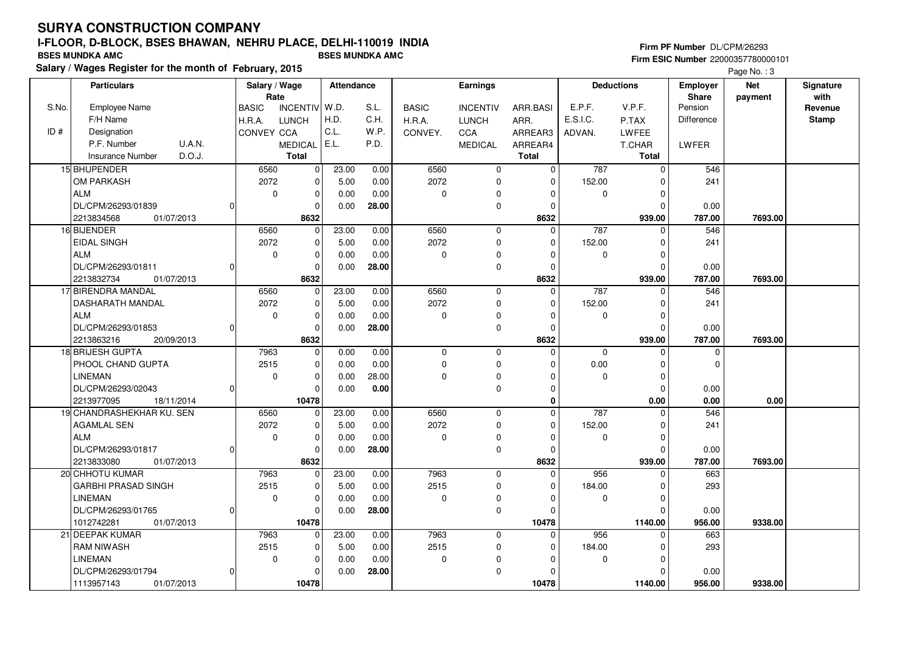# SURYA CONSTRUCTION COMPANY

## I-FLOOR, D-BLOCK, BSES BHAWAN, NEHRU PLACE, DELHI-110019 INDIA

BSES MUNDKA AMC | BSES MUNDKA AMC

**Salary / Wages Register for the month of February, 2015**

Firm PF Number DL/CPM/26293
Firm ESIC Number 22000357780000101

| S.No. / ID # | Particulars: Employee Name / F/H Name / Designation / P.F. Number / U.A.N. / Insurance Number / D.O.J. | Salary / Wage Rate: BASIC / H.R.A. / CONVEY | INCENTIV / LUNCH / CCA / MEDICAL / Total | Attendance: W.D. / H.D. / C.L. / E.L. | S.L. / C.H. / W.P. / P.D. | Earnings: BASIC / H.R.A. / CONVEY. | INCENTIV / LUNCH / CCA / MEDICAL | ARR.BASI / ARR. / ARREAR3 / ARREAR4 / Total | Deductions: E.P.F. / E.S.I.C. / ADVAN. | V.P.F. / P.TAX / LWFEE / T.CHAR / Total | Employer Share: Pension / Difference / LWFER | Net payment | Signature with Revenue Stamp |
|---|---|---|---|---|---|---|---|---|---|---|---|---|---|
| 15 | BHUPENDER | 6560 | 0 | 23.00 | 0.00 | 6560 | 0 | 0 | 787 | 0 | 546 | | |
| | OM PARKASH | 2072 | 0 | 5.00 | 0.00 | 2072 | 0 | 0 | 152.00 | 0 | 241 | | |
| | ALM | 0 | 0 | 0.00 | 0.00 | 0 | 0 | 0 | 0 | 0 | | | |
| | DL/CPM/26293/01839 0 | | 0 | 0.00 | **28.00** | | 0 | 0 | | 0 | 0.00 | | |
| | 2213834568 01/07/2013 | | **8632** | | | | | **8632** | | **939.00** | **787.00** | **7693.00** | |
| 16 | BIJENDER | 6560 | 0 | 23.00 | 0.00 | 6560 | 0 | 0 | 787 | 0 | 546 | | |
| | EIDAL SINGH | 2072 | 0 | 5.00 | 0.00 | 2072 | 0 | 0 | 152.00 | 0 | 241 | | |
| | ALM | 0 | 0 | 0.00 | 0.00 | 0 | 0 | 0 | 0 | 0 | | | |
| | DL/CPM/26293/01811 0 | | 0 | 0.00 | **28.00** | | 0 | 0 | | 0 | 0.00 | | |
| | 2213832734 01/07/2013 | | **8632** | | | | | **8632** | | **939.00** | **787.00** | **7693.00** | |
| 17 | BIRENDRA MANDAL | 6560 | 0 | 23.00 | 0.00 | 6560 | 0 | 0 | 787 | 0 | 546 | | |
| | DASHARATH MANDAL | 2072 | 0 | 5.00 | 0.00 | 2072 | 0 | 0 | 152.00 | 0 | 241 | | |
| | ALM | 0 | 0 | 0.00 | 0.00 | 0 | 0 | 0 | 0 | 0 | | | |
| | DL/CPM/26293/01853 0 | | 0 | 0.00 | **28.00** | | 0 | 0 | | 0 | 0.00 | | |
| | 2213863216 20/09/2013 | | **8632** | | | | | **8632** | | **939.00** | **787.00** | **7693.00** | |
| 18 | BRIJESH GUPTA | 7963 | 0 | 0.00 | 0.00 | 0 | 0 | 0 | 0 | 0 | 0 | | |
| | PHOOL CHAND GUPTA | 2515 | 0 | 0.00 | 0.00 | 0 | 0 | 0 | 0.00 | 0 | 0 | | |
| | LINEMAN | 0 | 0 | 0.00 | 28.00 | 0 | 0 | 0 | 0 | 0 | | | |
| | DL/CPM/26293/02043 0 | | 0 | 0.00 | **0.00** | | 0 | 0 | | 0 | 0.00 | | |
| | 2213977095 18/11/2014 | | **10478** | | | | | **0** | | **0.00** | **0.00** | **0.00** | |
| 19 | CHANDRASHEKHAR KU. SEN | 6560 | 0 | 23.00 | 0.00 | 6560 | 0 | 0 | 787 | 0 | 546 | | |
| | AGAMLAL SEN | 2072 | 0 | 5.00 | 0.00 | 2072 | 0 | 0 | 152.00 | 0 | 241 | | |
| | ALM | 0 | 0 | 0.00 | 0.00 | 0 | 0 | 0 | 0 | 0 | | | |
| | DL/CPM/26293/01817 0 | | 0 | 0.00 | **28.00** | | 0 | 0 | | 0 | 0.00 | | |
| | 2213833080 01/07/2013 | | **8632** | | | | | **8632** | | **939.00** | **787.00** | **7693.00** | |
| 20 | CHHOTU KUMAR | 7963 | 0 | 23.00 | 0.00 | 7963 | 0 | 0 | 956 | 0 | 663 | | |
| | GARBHI PRASAD SINGH | 2515 | 0 | 5.00 | 0.00 | 2515 | 0 | 0 | 184.00 | 0 | 293 | | |
| | LINEMAN | 0 | 0 | 0.00 | 0.00 | 0 | 0 | 0 | 0 | 0 | | | |
| | DL/CPM/26293/01765 0 | | 0 | 0.00 | **28.00** | | 0 | 0 | | 0 | 0.00 | | |
| | 1012742281 01/07/2013 | | **10478** | | | | | **10478** | | **1140.00** | **956.00** | **9338.00** | |
| 21 | DEEPAK KUMAR | 7963 | 0 | 23.00 | 0.00 | 7963 | 0 | 0 | 956 | 0 | 663 | | |
| | RAM NIWASH | 2515 | 0 | 5.00 | 0.00 | 2515 | 0 | 0 | 184.00 | 0 | 293 | | |
| | LINEMAN | 0 | 0 | 0.00 | 0.00 | 0 | 0 | 0 | 0 | 0 | | | |
| | DL/CPM/26293/01794 0 | | 0 | 0.00 | **28.00** | | 0 | 0 | | 0 | 0.00 | | |
| | 1113957143 01/07/2013 | | **10478** | | | | | **10478** | | **1140.00** | **956.00** | **9338.00** | |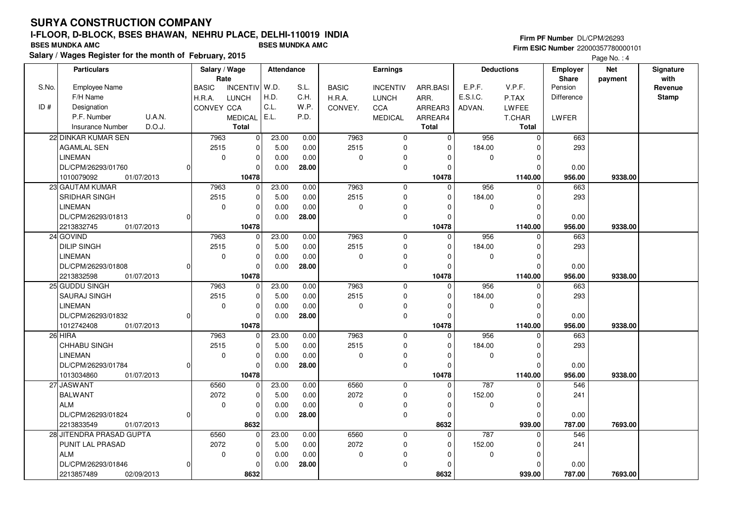# SURYA CONSTRUCTION COMPANY

**I-FLOOR, D-BLOCK, BSES BHAWAN, NEHRU PLACE, DELHI-110019 INDIA**

**BSES MUNDKA AMC** **BSES MUNDKA AMC**

**Salary / Wages Register for the month of February, 2015**

Firm PF Number DL/CPM/26293

Firm ESIC Number 22000357780000101

| S.No. / ID # | Particulars: Employee Name / F/H Name / Designation / P.F. Number, U.A.N. / Insurance Number, D.O.J. | Salary / Wage Rate: BASIC / H.R.A. / CONVEY / (blank) / Total | Salary / Wage Rate: INCENTIV / LUNCH / CCA / MEDICAL | Attendance: W.D. / H.D. / C.L. / E.L. | Attendance: S.L. / C.H. / W.P. / P.D. | Earnings: BASIC / H.R.A. / CONVEY. | Earnings: INCENTIV / LUNCH / CCA / MEDICAL | Earnings: ARR.BASI / ARR. / ARREAR3 / ARREAR4 / Total | Deductions: E.P.F. / E.S.I.C. / ADVAN. | Deductions: V.P.F. / P.TAX / LWFEE / T.CHAR / Total | Employer Share: Pension / Difference / LWFER | Net payment | Signature with Revenue Stamp |
|---|---|---|---|---|---|---|---|---|---|---|---|---|---|
| 22 | DINKAR KUMAR SEN / AGAMLAL SEN / LINEMAN / DL/CPM/26293/01760, 0 / 1010079092, 01/07/2013 | 7963 / 2515 / 0 / / 10478 | 0 / 0 / 0 / 0 | 23.00 / 5.00 / 0.00 / 0.00 | 0.00 / 0.00 / 0.00 / 28.00 | 7963 / 2515 / 0 | 0 / 0 / 0 / 0 | 0 / 0 / 0 / 0 / 10478 | 956 / 184.00 / 0 | 0 / 0 / 0 / 0 / 1140.00 | 663 / 293 / 0.00 / 956.00 | 9338.00 | |
| 23 | GAUTAM KUMAR / SRIDHAR SINGH / LINEMAN / DL/CPM/26293/01813, 0 / 2213832745, 01/07/2013 | 7963 / 2515 / 0 / / 10478 | 0 / 0 / 0 / 0 | 23.00 / 5.00 / 0.00 / 0.00 | 0.00 / 0.00 / 0.00 / 28.00 | 7963 / 2515 / 0 | 0 / 0 / 0 / 0 | 0 / 0 / 0 / 0 / 10478 | 956 / 184.00 / 0 | 0 / 0 / 0 / 0 / 1140.00 | 663 / 293 / 0.00 / 956.00 | 9338.00 | |
| 24 | GOVIND / DILIP SINGH / LINEMAN / DL/CPM/26293/01808, 0 / 2213832598, 01/07/2013 | 7963 / 2515 / 0 / / 10478 | 0 / 0 / 0 / 0 | 23.00 / 5.00 / 0.00 / 0.00 | 0.00 / 0.00 / 0.00 / 28.00 | 7963 / 2515 / 0 | 0 / 0 / 0 / 0 | 0 / 0 / 0 / 0 / 10478 | 956 / 184.00 / 0 | 0 / 0 / 0 / 0 / 1140.00 | 663 / 293 / 0.00 / 956.00 | 9338.00 | |
| 25 | GUDDU SINGH / SAURAJ SINGH / LINEMAN / DL/CPM/26293/01832, 0 / 1012742408, 01/07/2013 | 7963 / 2515 / 0 / / 10478 | 0 / 0 / 0 / 0 | 23.00 / 5.00 / 0.00 / 0.00 | 0.00 / 0.00 / 0.00 / 28.00 | 7963 / 2515 / 0 | 0 / 0 / 0 / 0 | 0 / 0 / 0 / 0 / 10478 | 956 / 184.00 / 0 | 0 / 0 / 0 / 0 / 1140.00 | 663 / 293 / 0.00 / 956.00 | 9338.00 | |
| 26 | HIRA / CHHABU SINGH / LINEMAN / DL/CPM/26293/01784, 0 / 1013034860, 01/07/2013 | 7963 / 2515 / 0 / / 10478 | 0 / 0 / 0 / 0 | 23.00 / 5.00 / 0.00 / 0.00 | 0.00 / 0.00 / 0.00 / 28.00 | 7963 / 2515 / 0 | 0 / 0 / 0 / 0 | 0 / 0 / 0 / 0 / 10478 | 956 / 184.00 / 0 | 0 / 0 / 0 / 0 / 1140.00 | 663 / 293 / 0.00 / 956.00 | 9338.00 | |
| 27 | JASWANT / BALWANT / ALM / DL/CPM/26293/01824, 0 / 2213833549, 01/07/2013 | 6560 / 2072 / 0 / / 8632 | 0 / 0 / 0 / 0 | 23.00 / 5.00 / 0.00 / 0.00 | 0.00 / 0.00 / 0.00 / 28.00 | 6560 / 2072 / 0 | 0 / 0 / 0 / 0 | 0 / 0 / 0 / 0 / 8632 | 787 / 152.00 / 0 | 0 / 0 / 0 / 0 / 939.00 | 546 / 241 / 0.00 / 787.00 | 7693.00 | |
| 28 | JITENDRA PRASAD GUPTA / PUNIT LAL PRASAD / ALM / DL/CPM/26293/01846, 0 / 2213857489, 02/09/2013 | 6560 / 2072 / 0 / / 8632 | 0 / 0 / 0 / 0 | 23.00 / 5.00 / 0.00 / 0.00 | 0.00 / 0.00 / 0.00 / 28.00 | 6560 / 2072 / 0 | 0 / 0 / 0 / 0 | 0 / 0 / 0 / 0 / 8632 | 787 / 152.00 / 0 | 0 / 0 / 0 / 0 / 939.00 | 546 / 241 / 0.00 / 787.00 | 7693.00 | |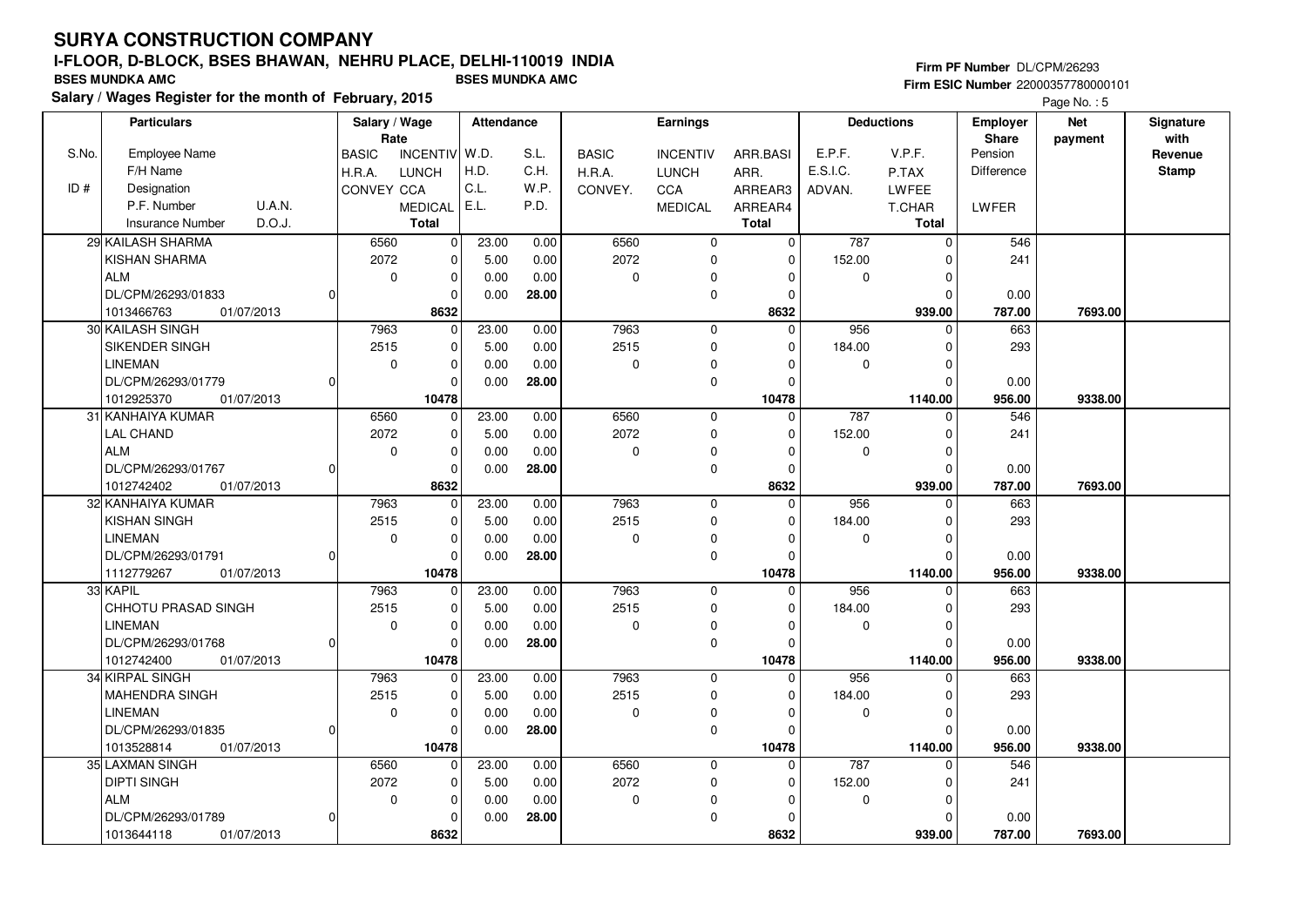# SURYA CONSTRUCTION COMPANY

## I-FLOOR, D-BLOCK, BSES BHAWAN, NEHRU PLACE, DELHI-110019 INDIA

**BSES MUNDKA AMC** — **BSES MUNDKA AMC**

**Salary / Wages Register for the month of February, 2015**

**Firm PF Number** DL/CPM/26293
**Firm ESIC Number** 22000357780000101

Page No. : 5

| S.No. / ID # | Particulars: Employee Name / F/H Name / Designation / P.F. Number / U.A.N. / Insurance Number / D.O.J. | Salary / Wage Rate: BASIC / H.R.A. / CONVEY | INCENTIV / LUNCH / CCA / MEDICAL / Total | Attendance: W.D. / H.D. / C.L. / E.L. | S.L. / C.H. / W.P. / P.D. | Earnings: BASIC / H.R.A. / CONVEY. | INCENTIV / LUNCH / CCA / MEDICAL | ARR.BASI / ARR. / ARREAR3 / ARREAR4 / Total | Deductions: E.P.F. / E.S.I.C. / ADVAN. | V.P.F. / P.TAX / LWFEE / T.CHAR / Total | Employer Share: Pension / Difference / LWFER | Net payment | Signature with Revenue Stamp |
|---|---|---|---|---|---|---|---|---|---|---|---|---|---|
| 29 | KAILASH SHARMA<br>KISHAN SHARMA<br>ALM<br>DL/CPM/26293/01833 / 0<br>1013466763 / 01/07/2013 | 6560<br>2072<br>0 | 0<br>0<br>0<br>0<br>**8632** | 23.00<br>5.00<br>0.00<br>0.00 | 0.00<br>0.00<br>0.00<br>**28.00** | 6560<br>2072<br>0 | 0<br>0<br>0<br>0 | 0<br>0<br>0<br>0<br>**8632** | 787<br>152.00<br>0 | 0<br>0<br>0<br>0<br>**939.00** | 546<br>241<br>0.00<br>**787.00** | **7693.00** | |
| 30 | KAILASH SINGH<br>SIKENDER SINGH<br>LINEMAN<br>DL/CPM/26293/01779 / 0<br>1012925370 / 01/07/2013 | 7963<br>2515<br>0 | 0<br>0<br>0<br>0<br>**10478** | 23.00<br>5.00<br>0.00<br>0.00 | 0.00<br>0.00<br>0.00<br>**28.00** | 7963<br>2515<br>0 | 0<br>0<br>0<br>0 | 0<br>0<br>0<br>0<br>**10478** | 956<br>184.00<br>0 | 0<br>0<br>0<br>0<br>**1140.00** | 663<br>293<br>0.00<br>**956.00** | **9338.00** | |
| 31 | KANHAIYA KUMAR<br>LAL CHAND<br>ALM<br>DL/CPM/26293/01767 / 0<br>1012742402 / 01/07/2013 | 6560<br>2072<br>0 | 0<br>0<br>0<br>0<br>**8632** | 23.00<br>5.00<br>0.00<br>0.00 | 0.00<br>0.00<br>0.00<br>**28.00** | 6560<br>2072<br>0 | 0<br>0<br>0<br>0 | 0<br>0<br>0<br>0<br>**8632** | 787<br>152.00<br>0 | 0<br>0<br>0<br>0<br>**939.00** | 546<br>241<br>0.00<br>**787.00** | **7693.00** | |
| 32 | KANHAIYA KUMAR<br>KISHAN SINGH<br>LINEMAN<br>DL/CPM/26293/01791 / 0<br>1112779267 / 01/07/2013 | 7963<br>2515<br>0 | 0<br>0<br>0<br>0<br>**10478** | 23.00<br>5.00<br>0.00<br>0.00 | 0.00<br>0.00<br>0.00<br>**28.00** | 7963<br>2515<br>0 | 0<br>0<br>0<br>0 | 0<br>0<br>0<br>0<br>**10478** | 956<br>184.00<br>0 | 0<br>0<br>0<br>0<br>**1140.00** | 663<br>293<br>0.00<br>**956.00** | **9338.00** | |
| 33 | KAPIL<br>CHHOTU PRASAD SINGH<br>LINEMAN<br>DL/CPM/26293/01768 / 0<br>1012742400 / 01/07/2013 | 7963<br>2515<br>0 | 0<br>0<br>0<br>0<br>**10478** | 23.00<br>5.00<br>0.00<br>0.00 | 0.00<br>0.00<br>0.00<br>**28.00** | 7963<br>2515<br>0 | 0<br>0<br>0<br>0 | 0<br>0<br>0<br>0<br>**10478** | 956<br>184.00<br>0 | 0<br>0<br>0<br>0<br>**1140.00** | 663<br>293<br>0.00<br>**956.00** | **9338.00** | |
| 34 | KIRPAL SINGH<br>MAHENDRA SINGH<br>LINEMAN<br>DL/CPM/26293/01835 / 0<br>1013528814 / 01/07/2013 | 7963<br>2515<br>0 | 0<br>0<br>0<br>0<br>**10478** | 23.00<br>5.00<br>0.00<br>0.00 | 0.00<br>0.00<br>0.00<br>**28.00** | 7963<br>2515<br>0 | 0<br>0<br>0<br>0 | 0<br>0<br>0<br>0<br>**10478** | 956<br>184.00<br>0 | 0<br>0<br>0<br>0<br>**1140.00** | 663<br>293<br>0.00<br>**956.00** | **9338.00** | |
| 35 | LAXMAN SINGH<br>DIPTI SINGH<br>ALM<br>DL/CPM/26293/01789 / 0<br>1013644118 / 01/07/2013 | 6560<br>2072<br>0 | 0<br>0<br>0<br>0<br>**8632** | 23.00<br>5.00<br>0.00<br>0.00 | 0.00<br>0.00<br>0.00<br>**28.00** | 6560<br>2072<br>0 | 0<br>0<br>0<br>0 | 0<br>0<br>0<br>0<br>**8632** | 787<br>152.00<br>0 | 0<br>0<br>0<br>0<br>**939.00** | 546<br>241<br>0.00<br>**787.00** | **7693.00** | |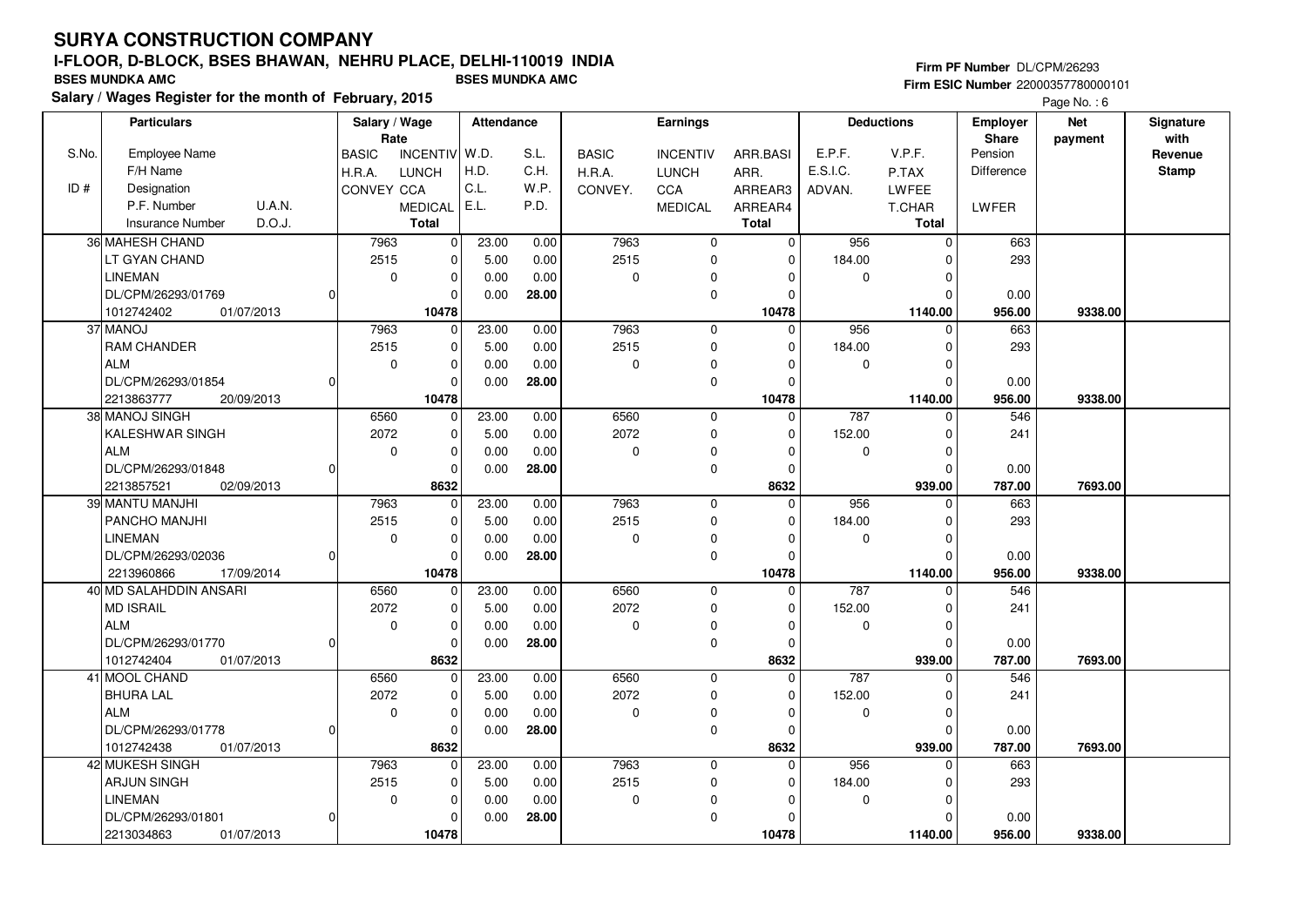# SURYA CONSTRUCTION COMPANY

## I-FLOOR, D-BLOCK, BSES BHAWAN, NEHRU PLACE, DELHI-110019 INDIA

**BSES MUNDKA AMC** **BSES MUNDKA AMC**

**Salary / Wages Register for the month of February, 2015**

**Firm PF Number** DL/CPM/26293
**Firm ESIC Number** 22000357780000101

| S.No. / ID # | Particulars: Employee Name / F/H Name / Designation / P.F. Number / U.A.N. / Insurance Number / D.O.J. | Salary / Wage Rate: BASIC / H.R.A. / CONVEY | Salary / Wage Rate: INCENTIV / LUNCH / CCA / MEDICAL / Total | Attendance: W.D. / H.D. / C.L. / E.L. | Attendance: S.L. / C.H. / W.P. / P.D. | Earnings: BASIC / H.R.A. / CONVEY. | Earnings: INCENTIV / LUNCH / CCA / MEDICAL | Earnings: ARR.BASI / ARR. / ARREAR3 / ARREAR4 / Total | Deductions: E.P.F. / E.S.I.C. / ADVAN. | Deductions: V.P.F. / P.TAX / LWFEE / T.CHAR / Total | Employer Share: Pension / Difference / LWFER | Net payment | Signature with Revenue Stamp |
|---|---|---|---|---|---|---|---|---|---|---|---|---|---|
| 36 | MAHESH CHAND / LT GYAN CHAND / LINEMAN / DL/CPM/26293/01769 / 0 / 1012742402 / 01/07/2013 | 7963 / 2515 / 0 | 0 / 0 / 0 / 0 / **10478** | 23.00 / 5.00 / 0.00 / 0.00 | 0.00 / 0.00 / 0.00 / **28.00** | 7963 / 2515 / 0 | 0 / 0 / 0 / 0 | 0 / 0 / 0 / 0 / **10478** | 956 / 184.00 / 0 | 0 / 0 / 0 / 0 / **1140.00** | 663 / 293 / 0.00 / **956.00** | **9338.00** | |
| 37 | MANOJ / RAM CHANDER / ALM / DL/CPM/26293/01854 / 0 / 2213863777 / 20/09/2013 | 7963 / 2515 / 0 | 0 / 0 / 0 / 0 / **10478** | 23.00 / 5.00 / 0.00 / 0.00 | 0.00 / 0.00 / 0.00 / **28.00** | 7963 / 2515 / 0 | 0 / 0 / 0 / 0 | 0 / 0 / 0 / 0 / **10478** | 956 / 184.00 / 0 | 0 / 0 / 0 / 0 / **1140.00** | 663 / 293 / 0.00 / **956.00** | **9338.00** | |
| 38 | MANOJ SINGH / KALESHWAR SINGH / ALM / DL/CPM/26293/01848 / 0 / 2213857521 / 02/09/2013 | 6560 / 2072 / 0 | 0 / 0 / 0 / 0 / **8632** | 23.00 / 5.00 / 0.00 / 0.00 | 0.00 / 0.00 / 0.00 / **28.00** | 6560 / 2072 / 0 | 0 / 0 / 0 / 0 | 0 / 0 / 0 / 0 / **8632** | 787 / 152.00 / 0 | 0 / 0 / 0 / 0 / **939.00** | 546 / 241 / 0.00 / **787.00** | **7693.00** | |
| 39 | MANTU MANJHI / PANCHO MANJHI / LINEMAN / DL/CPM/26293/02036 / 0 / 2213960866 / 17/09/2014 | 7963 / 2515 / 0 | 0 / 0 / 0 / 0 / **10478** | 23.00 / 5.00 / 0.00 / 0.00 | 0.00 / 0.00 / 0.00 / **28.00** | 7963 / 2515 / 0 | 0 / 0 / 0 / 0 | 0 / 0 / 0 / 0 / **10478** | 956 / 184.00 / 0 | 0 / 0 / 0 / 0 / **1140.00** | 663 / 293 / 0.00 / **956.00** | **9338.00** | |
| 40 | MD SALAHDDIN ANSARI / MD ISRAIL / ALM / DL/CPM/26293/01770 / 0 / 1012742404 / 01/07/2013 | 6560 / 2072 / 0 | 0 / 0 / 0 / 0 / **8632** | 23.00 / 5.00 / 0.00 / 0.00 | 0.00 / 0.00 / 0.00 / **28.00** | 6560 / 2072 / 0 | 0 / 0 / 0 / 0 | 0 / 0 / 0 / 0 / **8632** | 787 / 152.00 / 0 | 0 / 0 / 0 / 0 / **939.00** | 546 / 241 / 0.00 / **787.00** | **7693.00** | |
| 41 | MOOL CHAND / BHURA LAL / ALM / DL/CPM/26293/01778 / 0 / 1012742438 / 01/07/2013 | 6560 / 2072 / 0 | 0 / 0 / 0 / 0 / **8632** | 23.00 / 5.00 / 0.00 / 0.00 | 0.00 / 0.00 / 0.00 / **28.00** | 6560 / 2072 / 0 | 0 / 0 / 0 / 0 | 0 / 0 / 0 / 0 / **8632** | 787 / 152.00 / 0 | 0 / 0 / 0 / 0 / **939.00** | 546 / 241 / 0.00 / **787.00** | **7693.00** | |
| 42 | MUKESH SINGH / ARJUN SINGH / LINEMAN / DL/CPM/26293/01801 / 0 / 2213034863 / 01/07/2013 | 7963 / 2515 / 0 | 0 / 0 / 0 / 0 / **10478** | 23.00 / 5.00 / 0.00 / 0.00 | 0.00 / 0.00 / 0.00 / **28.00** | 7963 / 2515 / 0 | 0 / 0 / 0 / 0 | 0 / 0 / 0 / 0 / **10478** | 956 / 184.00 / 0 | 0 / 0 / 0 / 0 / **1140.00** | 663 / 293 / 0.00 / **956.00** | **9338.00** | |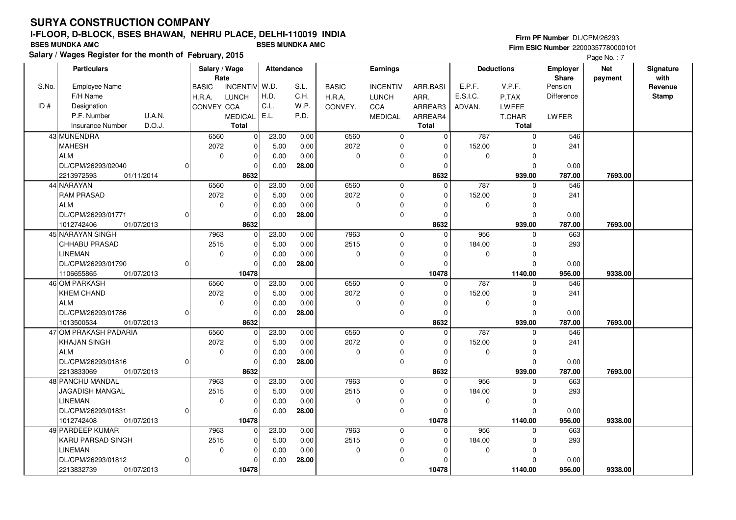# SURYA CONSTRUCTION COMPANY

## I-FLOOR, D-BLOCK, BSES BHAWAN, NEHRU PLACE, DELHI-110019 INDIA

**BSES MUNDKA AMC** | **BSES MUNDKA AMC**

**Salary / Wages Register for the month of February, 2015**

Firm PF Number DL/CPM/26293
Firm ESIC Number 22000357780000101

| S.No. / ID # | Particulars: Employee Name / F/H Name / Designation / P.F. Number / U.A.N. / Insurance Number / D.O.J. | Salary / Wage Rate: BASIC / H.R.A. / CONVEY | INCENTIV / LUNCH / CCA / MEDICAL / Total | Attendance: W.D. / H.D. / C.L. / E.L. | S.L. / C.H. / W.P. / P.D. | Earnings: BASIC / H.R.A. / CONVEY. | INCENTIV / LUNCH / CCA / MEDICAL | ARR.BASI / ARR. / ARREAR3 / ARREAR4 / Total | Deductions: E.P.F. / E.S.I.C. / ADVAN. | V.P.F. / P.TAX / LWFEE / T.CHAR / Total | Employer Share: Pension / Difference / LWFER | Net payment | Signature with Revenue Stamp |
|---|---|---|---|---|---|---|---|---|---|---|---|---|---|
| 43 | MUNENDRA / MAHESH / ALM / DL/CPM/26293/02040 / 0 / 2213972593 / 01/11/2014 | 6560 / 2072 / 0 | 0 / 0 / 0 / 0 / **8632** | 23.00 / 5.00 / 0.00 / 0.00 | 0.00 / 0.00 / 0.00 / **28.00** | 6560 / 2072 / 0 | 0 / 0 / 0 / 0 | 0 / 0 / 0 / 0 / **8632** | 787 / 152.00 / 0 | 0 / 0 / 0 / 0 / **939.00** | 546 / 241 / 0.00 / **787.00** | **7693.00** | |
| 44 | NARAYAN / RAM PRASAD / ALM / DL/CPM/26293/01771 / 0 / 1012742406 / 01/07/2013 | 6560 / 2072 / 0 | 0 / 0 / 0 / 0 / **8632** | 23.00 / 5.00 / 0.00 / 0.00 | 0.00 / 0.00 / 0.00 / **28.00** | 6560 / 2072 / 0 | 0 / 0 / 0 / 0 | 0 / 0 / 0 / 0 / **8632** | 787 / 152.00 / 0 | 0 / 0 / 0 / 0 / **939.00** | 546 / 241 / 0.00 / **787.00** | **7693.00** | |
| 45 | NARAYAN SINGH / CHHABU PRASAD / LINEMAN / DL/CPM/26293/01790 / 0 / 1106655865 / 01/07/2013 | 7963 / 2515 / 0 | 0 / 0 / 0 / 0 / **10478** | 23.00 / 5.00 / 0.00 / 0.00 | 0.00 / 0.00 / 0.00 / **28.00** | 7963 / 2515 / 0 | 0 / 0 / 0 / 0 | 0 / 0 / 0 / 0 / **10478** | 956 / 184.00 / 0 | 0 / 0 / 0 / 0 / **1140.00** | 663 / 293 / 0.00 / **956.00** | **9338.00** | |
| 46 | OM PARKASH / KHEM CHAND / ALM / DL/CPM/26293/01786 / 0 / 1013500534 / 01/07/2013 | 6560 / 2072 / 0 | 0 / 0 / 0 / 0 / **8632** | 23.00 / 5.00 / 0.00 / 0.00 | 0.00 / 0.00 / 0.00 / **28.00** | 6560 / 2072 / 0 | 0 / 0 / 0 / 0 | 0 / 0 / 0 / 0 / **8632** | 787 / 152.00 / 0 | 0 / 0 / 0 / 0 / **939.00** | 546 / 241 / 0.00 / **787.00** | **7693.00** | |
| 47 | OM PRAKASH PADARIA / KHAJAN SINGH / ALM / DL/CPM/26293/01816 / 0 / 2213833069 / 01/07/2013 | 6560 / 2072 / 0 | 0 / 0 / 0 / 0 / **8632** | 23.00 / 5.00 / 0.00 / 0.00 | 0.00 / 0.00 / 0.00 / **28.00** | 6560 / 2072 / 0 | 0 / 0 / 0 / 0 | 0 / 0 / 0 / 0 / **8632** | 787 / 152.00 / 0 | 0 / 0 / 0 / 0 / **939.00** | 546 / 241 / 0.00 / **787.00** | **7693.00** | |
| 48 | PANCHU MANDAL / JAGADISH MANGAL / LINEMAN / DL/CPM/26293/01831 / 0 / 1012742408 / 01/07/2013 | 7963 / 2515 / 0 | 0 / 0 / 0 / 0 / **10478** | 23.00 / 5.00 / 0.00 / 0.00 | 0.00 / 0.00 / 0.00 / **28.00** | 7963 / 2515 / 0 | 0 / 0 / 0 / 0 | 0 / 0 / 0 / 0 / **10478** | 956 / 184.00 / 0 | 0 / 0 / 0 / 0 / **1140.00** | 663 / 293 / 0.00 / **956.00** | **9338.00** | |
| 49 | PARDEEP KUMAR / KARU PARSAD SINGH / LINEMAN / DL/CPM/26293/01812 / 0 / 2213832739 / 01/07/2013 | 7963 / 2515 / 0 | 0 / 0 / 0 / 0 / **10478** | 23.00 / 5.00 / 0.00 / 0.00 | 0.00 / 0.00 / 0.00 / **28.00** | 7963 / 2515 / 0 | 0 / 0 / 0 / 0 | 0 / 0 / 0 / 0 / **10478** | 956 / 184.00 / 0 | 0 / 0 / 0 / 0 / **1140.00** | 663 / 293 / 0.00 / **956.00** | **9338.00** | |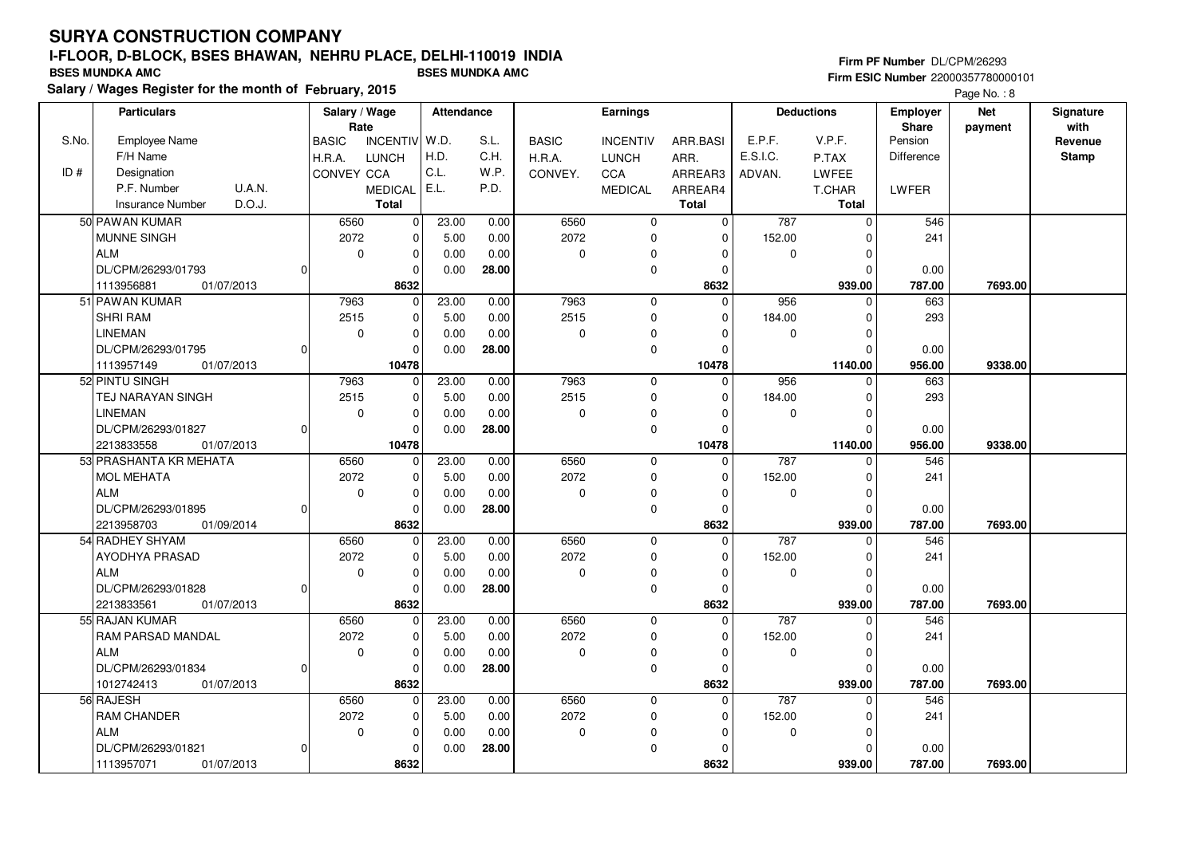# SURYA CONSTRUCTION COMPANY

## I-FLOOR, D-BLOCK, BSES BHAWAN, NEHRU PLACE, DELHI-110019 INDIA

BSES MUNDKA AMC | BSES MUNDKA AMC

**Salary / Wages Register for the month of February, 2015**

Firm PF Number DL/CPM/26293
Firm ESIC Number 22000357780000101

Page No. : 8

| S.No. / ID # | Employee Name / F/H Name / Designation / P.F. Number / U.A.N. / Insurance Number / D.O.J. | Salary / Wage Rate: BASIC / H.R.A. / CONVEY | INCENTIV / LUNCH / CCA / MEDICAL / Total | Attendance: W.D. / H.D. / C.L. / E.L. | S.L. / C.H. / W.P. / P.D. | Earnings: BASIC / H.R.A. / CONVEY. | INCENTIV / LUNCH / CCA / MEDICAL | ARR.BASI / ARR. / ARREAR3 / ARREAR4 / Total | Deductions: E.P.F. / E.S.I.C. / ADVAN. | V.P.F. / P.TAX / LWFEE / T.CHAR / Total | Employer Share: Pension / Difference / LWFER | Net payment | Signature with Revenue Stamp |
|---|---|---|---|---|---|---|---|---|---|---|---|---|---|
| 50 | PAWAN KUMAR / MUNNE SINGH / ALM / DL/CPM/26293/01793 / 0 / 1113956881 / 01/07/2013 | 6560 / 2072 / 0 | 0 / 0 / 0 / 0 / 8632 | 23.00 / 5.00 / 0.00 / 0.00 | 0.00 / 0.00 / 0.00 / 28.00 | 6560 / 2072 / 0 | 0 / 0 / 0 / 0 | 0 / 0 / 0 / 0 / 8632 | 787 / 152.00 / 0 | 0 / 0 / 0 / 0 / 939.00 | 546 / 241 / 0.00 / 787.00 | 7693.00 | |
| 51 | PAWAN KUMAR / SHRI RAM / LINEMAN / DL/CPM/26293/01795 / 0 / 1113957149 / 01/07/2013 | 7963 / 2515 / 0 | 0 / 0 / 0 / 0 / 10478 | 23.00 / 5.00 / 0.00 / 0.00 | 0.00 / 0.00 / 0.00 / 28.00 | 7963 / 2515 / 0 | 0 / 0 / 0 / 0 | 0 / 0 / 0 / 0 / 10478 | 956 / 184.00 / 0 | 0 / 0 / 0 / 0 / 1140.00 | 663 / 293 / 0.00 / 956.00 | 9338.00 | |
| 52 | PINTU SINGH / TEJ NARAYAN SINGH / LINEMAN / DL/CPM/26293/01827 / 0 / 2213833558 / 01/07/2013 | 7963 / 2515 / 0 | 0 / 0 / 0 / 0 / 10478 | 23.00 / 5.00 / 0.00 / 0.00 | 0.00 / 0.00 / 0.00 / 28.00 | 7963 / 2515 / 0 | 0 / 0 / 0 / 0 | 0 / 0 / 0 / 0 / 10478 | 956 / 184.00 / 0 | 0 / 0 / 0 / 0 / 1140.00 | 663 / 293 / 0.00 / 956.00 | 9338.00 | |
| 53 | PRASHANTA KR MEHATA / MOL MEHATA / ALM / DL/CPM/26293/01895 / 0 / 2213958703 / 01/09/2014 | 6560 / 2072 / 0 | 0 / 0 / 0 / 0 / 8632 | 23.00 / 5.00 / 0.00 / 0.00 | 0.00 / 0.00 / 0.00 / 28.00 | 6560 / 2072 / 0 | 0 / 0 / 0 / 0 | 0 / 0 / 0 / 0 / 8632 | 787 / 152.00 / 0 | 0 / 0 / 0 / 0 / 939.00 | 546 / 241 / 0.00 / 787.00 | 7693.00 | |
| 54 | RADHEY SHYAM / AYODHYA PRASAD / ALM / DL/CPM/26293/01828 / 0 / 2213833561 / 01/07/2013 | 6560 / 2072 / 0 | 0 / 0 / 0 / 0 / 8632 | 23.00 / 5.00 / 0.00 / 0.00 | 0.00 / 0.00 / 0.00 / 28.00 | 6560 / 2072 / 0 | 0 / 0 / 0 / 0 | 0 / 0 / 0 / 0 / 8632 | 787 / 152.00 / 0 | 0 / 0 / 0 / 0 / 939.00 | 546 / 241 / 0.00 / 787.00 | 7693.00 | |
| 55 | RAJAN KUMAR / RAM PARSAD MANDAL / ALM / DL/CPM/26293/01834 / 0 / 1012742413 / 01/07/2013 | 6560 / 2072 / 0 | 0 / 0 / 0 / 0 / 8632 | 23.00 / 5.00 / 0.00 / 0.00 | 0.00 / 0.00 / 0.00 / 28.00 | 6560 / 2072 / 0 | 0 / 0 / 0 / 0 | 0 / 0 / 0 / 0 / 8632 | 787 / 152.00 / 0 | 0 / 0 / 0 / 0 / 939.00 | 546 / 241 / 0.00 / 787.00 | 7693.00 | |
| 56 | RAJESH / RAM CHANDER / ALM / DL/CPM/26293/01821 / 0 / 1113957071 / 01/07/2013 | 6560 / 2072 / 0 | 0 / 0 / 0 / 0 / 8632 | 23.00 / 5.00 / 0.00 / 0.00 | 0.00 / 0.00 / 0.00 / 28.00 | 6560 / 2072 / 0 | 0 / 0 / 0 / 0 | 0 / 0 / 0 / 0 / 8632 | 787 / 152.00 / 0 | 0 / 0 / 0 / 0 / 939.00 | 546 / 241 / 0.00 / 787.00 | 7693.00 | |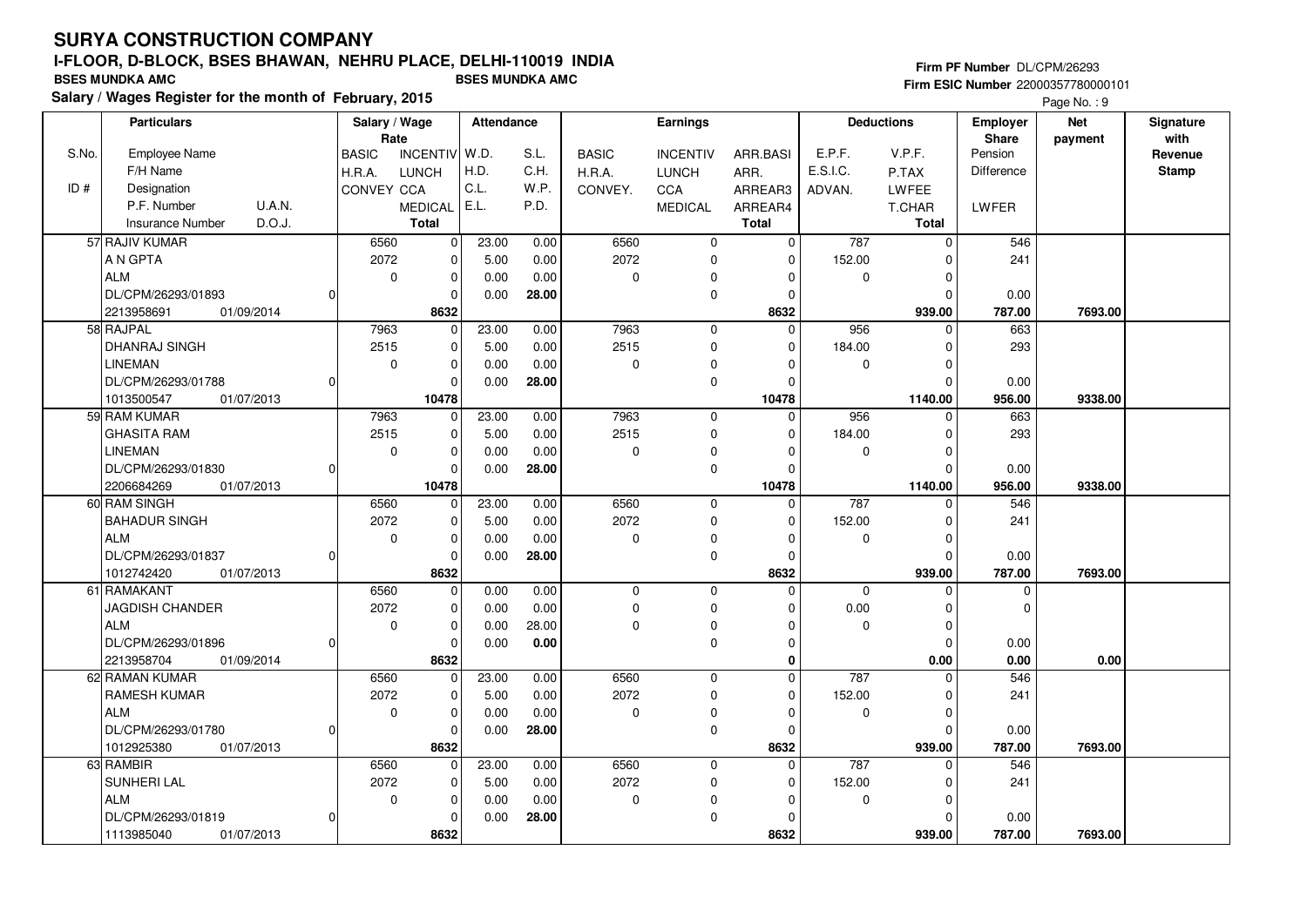# SURYA CONSTRUCTION COMPANY

## I-FLOOR, D-BLOCK, BSES BHAWAN, NEHRU PLACE, DELHI-110019 INDIA

**BSES MUNDKA AMC** **BSES MUNDKA AMC**

**Salary / Wages Register for the month of February, 2015**

**Firm PF Number** DL/CPM/26293
**Firm ESIC Number** 22000357780000101

Page No. : 9

| S.No. / ID # | Employee Name / F/H Name / Designation / P.F. Number / U.A.N. / Insurance Number / D.O.J. | Salary / Wage Rate: BASIC / H.R.A. / CONVEY | INCENTIV / LUNCH / CCA / MEDICAL / Total | Attendance: W.D. / H.D. / C.L. / E.L. | S.L. / C.H. / W.P. / P.D. | Earnings: BASIC / H.R.A. / CONVEY. | INCENTIV / LUNCH / CCA / MEDICAL | ARR.BASI / ARR. / ARREAR3 / ARREAR4 / Total | Deductions: E.P.F. / E.S.I.C. / ADVAN. | V.P.F. / P.TAX / LWFEE / T.CHAR / Total | Employer Share: Pension / Difference / LWFER | Net payment | Signature with Revenue Stamp |
|---|---|---|---|---|---|---|---|---|---|---|---|---|---|
| 57 | RAJIV KUMAR / A N GPTA / ALM / DL/CPM/26293/01893 / 0 / 2213958691 / 01/09/2014 | 6560 / 2072 / 0 | 0 / 0 / 0 / 0 / 8632 | 23.00 / 5.00 / 0.00 / 0.00 | 0.00 / 0.00 / 0.00 / 28.00 | 6560 / 2072 / 0 | 0 / 0 / 0 / 0 | 0 / 0 / 0 / 0 / 8632 | 787 / 152.00 / 0 | 0 / 0 / 0 / 0 / 939.00 | 546 / 241 / 0.00 / 787.00 | 7693.00 | |
| 58 | RAJPAL / DHANRAJ SINGH / LINEMAN / DL/CPM/26293/01788 / 0 / 1013500547 / 01/07/2013 | 7963 / 2515 / 0 | 0 / 0 / 0 / 0 / 10478 | 23.00 / 5.00 / 0.00 / 0.00 | 0.00 / 0.00 / 0.00 / 28.00 | 7963 / 2515 / 0 | 0 / 0 / 0 / 0 | 0 / 0 / 0 / 0 / 10478 | 956 / 184.00 / 0 | 0 / 0 / 0 / 0 / 1140.00 | 663 / 293 / 0.00 / 956.00 | 9338.00 | |
| 59 | RAM KUMAR / GHASITA RAM / LINEMAN / DL/CPM/26293/01830 / 0 / 2206684269 / 01/07/2013 | 7963 / 2515 / 0 | 0 / 0 / 0 / 0 / 10478 | 23.00 / 5.00 / 0.00 / 0.00 | 0.00 / 0.00 / 0.00 / 28.00 | 7963 / 2515 / 0 | 0 / 0 / 0 / 0 | 0 / 0 / 0 / 0 / 10478 | 956 / 184.00 / 0 | 0 / 0 / 0 / 0 / 1140.00 | 663 / 293 / 0.00 / 956.00 | 9338.00 | |
| 60 | RAM SINGH / BAHADUR SINGH / ALM / DL/CPM/26293/01837 / 0 / 1012742420 / 01/07/2013 | 6560 / 2072 / 0 | 0 / 0 / 0 / 0 / 8632 | 23.00 / 5.00 / 0.00 / 0.00 | 0.00 / 0.00 / 0.00 / 28.00 | 6560 / 2072 / 0 | 0 / 0 / 0 / 0 | 0 / 0 / 0 / 0 / 8632 | 787 / 152.00 / 0 | 0 / 0 / 0 / 0 / 939.00 | 546 / 241 / 0.00 / 787.00 | 7693.00 | |
| 61 | RAMAKANT / JAGDISH CHANDER / ALM / DL/CPM/26293/01896 / 0 / 2213958704 / 01/09/2014 | 6560 / 2072 / 0 | 0 / 0 / 0 / 0 / 8632 | 0.00 / 0.00 / 0.00 / 0.00 | 0.00 / 0.00 / 28.00 / 0.00 | 0 / 0 / 0 | 0 / 0 / 0 / 0 | 0 / 0 / 0 / 0 / 0 | 0 / 0.00 / 0 | 0 / 0 / 0 / 0 / 0.00 | 0 / 0 / 0.00 / 0.00 | 0.00 | |
| 62 | RAMAN KUMAR / RAMESH KUMAR / ALM / DL/CPM/26293/01780 / 0 / 1012925380 / 01/07/2013 | 6560 / 2072 / 0 | 0 / 0 / 0 / 0 / 8632 | 23.00 / 5.00 / 0.00 / 0.00 | 0.00 / 0.00 / 0.00 / 28.00 | 6560 / 2072 / 0 | 0 / 0 / 0 / 0 | 0 / 0 / 0 / 0 / 8632 | 787 / 152.00 / 0 | 0 / 0 / 0 / 0 / 939.00 | 546 / 241 / 0.00 / 787.00 | 7693.00 | |
| 63 | RAMBIR / SUNHERI LAL / ALM / DL/CPM/26293/01819 / 0 / 1113985040 / 01/07/2013 | 6560 / 2072 / 0 | 0 / 0 / 0 / 0 / 8632 | 23.00 / 5.00 / 0.00 / 0.00 | 0.00 / 0.00 / 0.00 / 28.00 | 6560 / 2072 / 0 | 0 / 0 / 0 / 0 | 0 / 0 / 0 / 0 / 8632 | 787 / 152.00 / 0 | 0 / 0 / 0 / 0 / 939.00 | 546 / 241 / 0.00 / 787.00 | 7693.00 | |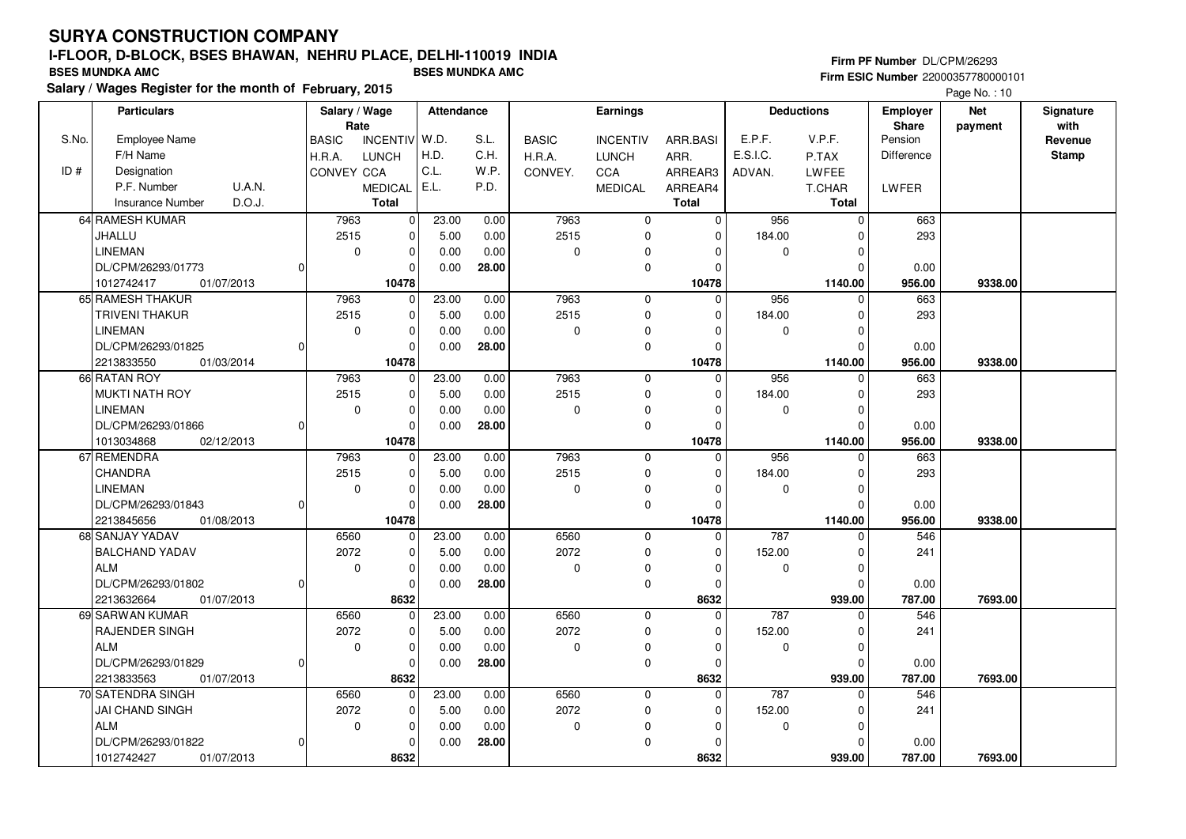# SURYA CONSTRUCTION COMPANY

## I-FLOOR, D-BLOCK, BSES BHAWAN, NEHRU PLACE, DELHI-110019 INDIA

**BSES MUNDKA AMC** | **BSES MUNDKA AMC**

**Salary / Wages Register for the month of February, 2015**

**Firm PF Number** DL/CPM/26293
**Firm ESIC Number** 22000357780000101

| S.No. / ID # | Particulars: Employee Name / F/H Name / Designation / P.F. Number, U.A.N. / Insurance Number, D.O.J. | Salary / Wage Rate: BASIC / H.R.A. / CONVEY | Salary / Wage Rate: INCENTIV / LUNCH / CCA / MEDICAL / Total | Attendance: W.D. / H.D. / C.L. / E.L. | Attendance: S.L. / C.H. / W.P. / P.D. | Earnings: BASIC / H.R.A. / CONVEY. | Earnings: INCENTIV / LUNCH / CCA / MEDICAL | Earnings: ARR.BASI / ARR. / ARREAR3 / ARREAR4 / Total | Deductions: E.P.F. / E.S.I.C. / ADVAN. | Deductions: V.P.F. / P.TAX / LWFEE / T.CHAR / Total | Employer Share: Pension / Difference / LWFER | Net payment | Signature with Revenue Stamp |
|---|---|---|---|---|---|---|---|---|---|---|---|---|---|
| 64 | RAMESH KUMAR / JHALLU / LINEMAN / DL/CPM/26293/01773, 0 / 1012742417, 01/07/2013 | 7963 / 2515 / 0 | 0 / 0 / 0 / 0 / 10478 | 23.00 / 5.00 / 0.00 / 0.00 | 0.00 / 0.00 / 0.00 / 28.00 | 7963 / 2515 / 0 | 0 / 0 / 0 / 0 | 0 / 0 / 0 / 0 / 10478 | 956 / 184.00 / 0 | 0 / 0 / 0 / 0 / 1140.00 | 663 / 293 / 0.00 / 956.00 | 9338.00 | |
| 65 | RAMESH THAKUR / TRIVENI THAKUR / LINEMAN / DL/CPM/26293/01825, 0 / 2213833550, 01/03/2014 | 7963 / 2515 / 0 | 0 / 0 / 0 / 0 / 10478 | 23.00 / 5.00 / 0.00 / 0.00 | 0.00 / 0.00 / 0.00 / 28.00 | 7963 / 2515 / 0 | 0 / 0 / 0 / 0 | 0 / 0 / 0 / 0 / 10478 | 956 / 184.00 / 0 | 0 / 0 / 0 / 0 / 1140.00 | 663 / 293 / 0.00 / 956.00 | 9338.00 | |
| 66 | RATAN ROY / MUKTI NATH ROY / LINEMAN / DL/CPM/26293/01866, 0 / 1013034868, 02/12/2013 | 7963 / 2515 / 0 | 0 / 0 / 0 / 0 / 10478 | 23.00 / 5.00 / 0.00 / 0.00 | 0.00 / 0.00 / 0.00 / 28.00 | 7963 / 2515 / 0 | 0 / 0 / 0 / 0 | 0 / 0 / 0 / 0 / 10478 | 956 / 184.00 / 0 | 0 / 0 / 0 / 0 / 1140.00 | 663 / 293 / 0.00 / 956.00 | 9338.00 | |
| 67 | REMENDRA / CHANDRA / LINEMAN / DL/CPM/26293/01843, 0 / 2213845656, 01/08/2013 | 7963 / 2515 / 0 | 0 / 0 / 0 / 0 / 10478 | 23.00 / 5.00 / 0.00 / 0.00 | 0.00 / 0.00 / 0.00 / 28.00 | 7963 / 2515 / 0 | 0 / 0 / 0 / 0 | 0 / 0 / 0 / 0 / 10478 | 956 / 184.00 / 0 | 0 / 0 / 0 / 0 / 1140.00 | 663 / 293 / 0.00 / 956.00 | 9338.00 | |
| 68 | SANJAY YADAV / BALCHAND YADAV / ALM / DL/CPM/26293/01802, 0 / 2213632664, 01/07/2013 | 6560 / 2072 / 0 | 0 / 0 / 0 / 0 / 8632 | 23.00 / 5.00 / 0.00 / 0.00 | 0.00 / 0.00 / 0.00 / 28.00 | 6560 / 2072 / 0 | 0 / 0 / 0 / 0 | 0 / 0 / 0 / 0 / 8632 | 787 / 152.00 / 0 | 0 / 0 / 0 / 0 / 939.00 | 546 / 241 / 0.00 / 787.00 | 7693.00 | |
| 69 | SARWAN KUMAR / RAJENDER SINGH / ALM / DL/CPM/26293/01829, 0 / 2213833563, 01/07/2013 | 6560 / 2072 / 0 | 0 / 0 / 0 / 0 / 8632 | 23.00 / 5.00 / 0.00 / 0.00 | 0.00 / 0.00 / 0.00 / 28.00 | 6560 / 2072 / 0 | 0 / 0 / 0 / 0 | 0 / 0 / 0 / 0 / 8632 | 787 / 152.00 / 0 | 0 / 0 / 0 / 0 / 939.00 | 546 / 241 / 0.00 / 787.00 | 7693.00 | |
| 70 | SATENDRA SINGH / JAI CHAND SINGH / ALM / DL/CPM/26293/01822, 0 / 1012742427, 01/07/2013 | 6560 / 2072 / 0 | 0 / 0 / 0 / 0 / 8632 | 23.00 / 5.00 / 0.00 / 0.00 | 0.00 / 0.00 / 0.00 / 28.00 | 6560 / 2072 / 0 | 0 / 0 / 0 / 0 | 0 / 0 / 0 / 0 / 8632 | 787 / 152.00 / 0 | 0 / 0 / 0 / 0 / 939.00 | 546 / 241 / 0.00 / 787.00 | 7693.00 | |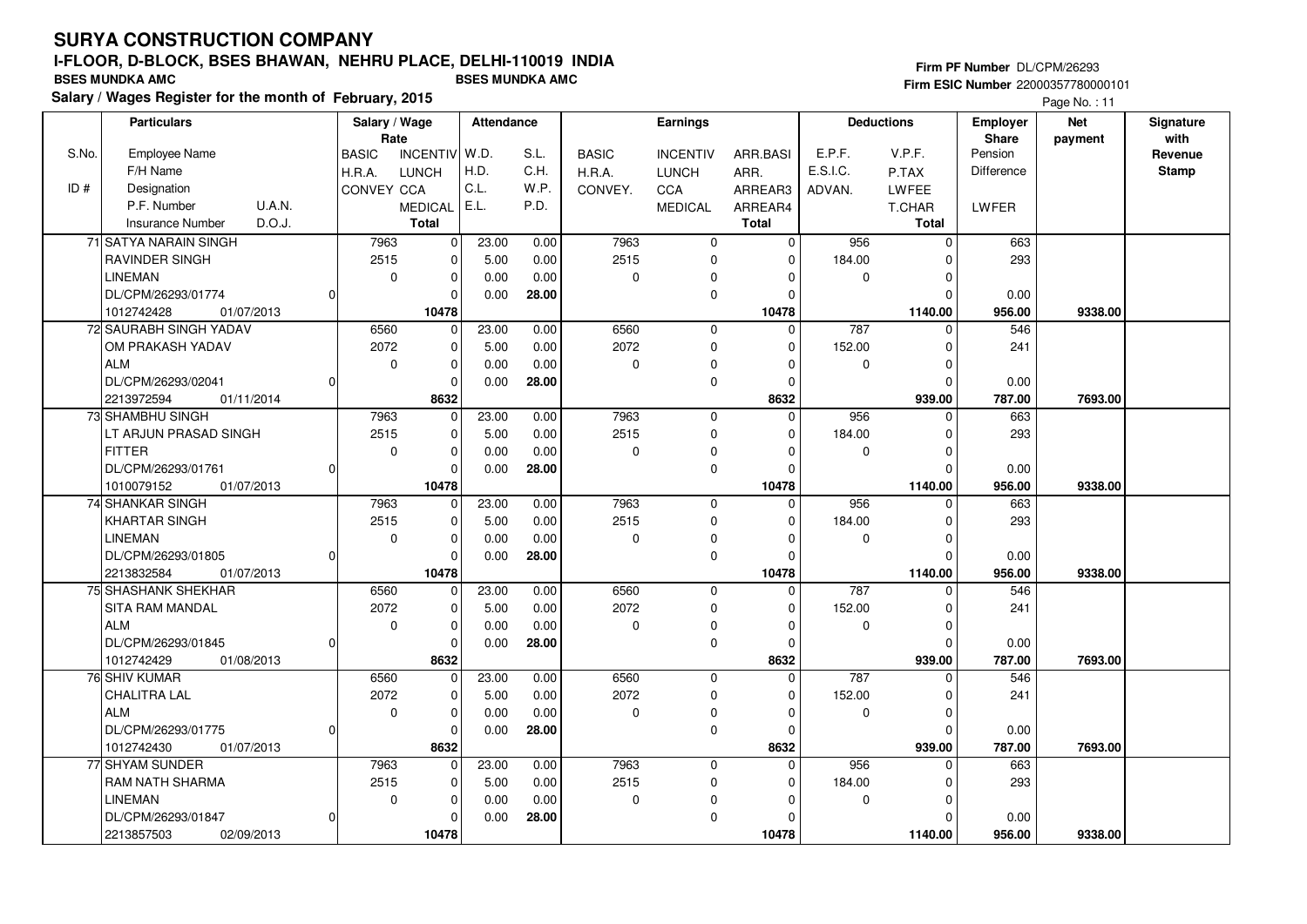# SURYA CONSTRUCTION COMPANY

## I-FLOOR, D-BLOCK, BSES BHAWAN, NEHRU PLACE, DELHI-110019 INDIA

**BSES MUNDKA AMC** BSES MUNDKA AMC

**Salary / Wages Register for the month of February, 2015**

**Firm PF Number** DL/CPM/26293
**Firm ESIC Number** 22000357780000101

| S.No. / ID # | Particulars: Employee Name / F/H Name / Designation / P.F. Number / U.A.N. / Insurance Number / D.O.J. | Salary / Wage Rate: BASIC / H.R.A. / CONVEY | INCENTIV / LUNCH / CCA / MEDICAL / Total | Attendance: W.D. / H.D. / C.L. / E.L. | S.L. / C.H. / W.P. / P.D. | Earnings: BASIC / H.R.A. / CONVEY. | INCENTIV / LUNCH / CCA / MEDICAL | ARR.BASI / ARR. / ARREAR3 / ARREAR4 / Total | Deductions: E.P.F. / E.S.I.C. / ADVAN. | V.P.F. / P.TAX / LWFEE / T.CHAR / Total | Employer Share: Pension / Difference / LWFER | Net payment | Signature with Revenue Stamp |
|---|---|---|---|---|---|---|---|---|---|---|---|---|---|
| 71 | SATYA NARAIN SINGH / RAVINDER SINGH / LINEMAN / DL/CPM/26293/01774 / 0 / 1012742428 / 01/07/2013 | 7963 / 2515 / 0 | 0 / 0 / 0 / 0 / **10478** | 23.00 / 5.00 / 0.00 / 0.00 | 0.00 / 0.00 / 0.00 / **28.00** | 7963 / 2515 / 0 | 0 / 0 / 0 / 0 | 0 / 0 / 0 / 0 / **10478** | 956 / 184.00 / 0 | 0 / 0 / 0 / 0 / **1140.00** | 663 / 293 / 0.00 / **956.00** | **9338.00** | |
| 72 | SAURABH SINGH YADAV / OM PRAKASH YADAV / ALM / DL/CPM/26293/02041 / 0 / 2213972594 / 01/11/2014 | 6560 / 2072 / 0 | 0 / 0 / 0 / 0 / **8632** | 23.00 / 5.00 / 0.00 / 0.00 | 0.00 / 0.00 / 0.00 / **28.00** | 6560 / 2072 / 0 | 0 / 0 / 0 / 0 | 0 / 0 / 0 / 0 / **8632** | 787 / 152.00 / 0 | 0 / 0 / 0 / 0 / **939.00** | 546 / 241 / 0.00 / **787.00** | **7693.00** | |
| 73 | SHAMBHU SINGH / LT ARJUN PRASAD SINGH / FITTER / DL/CPM/26293/01761 / 0 / 1010079152 / 01/07/2013 | 7963 / 2515 / 0 | 0 / 0 / 0 / 0 / **10478** | 23.00 / 5.00 / 0.00 / 0.00 | 0.00 / 0.00 / 0.00 / **28.00** | 7963 / 2515 / 0 | 0 / 0 / 0 / 0 | 0 / 0 / 0 / 0 / **10478** | 956 / 184.00 / 0 | 0 / 0 / 0 / 0 / **1140.00** | 663 / 293 / 0.00 / **956.00** | **9338.00** | |
| 74 | SHANKAR SINGH / KHARTAR SINGH / LINEMAN / DL/CPM/26293/01805 / 0 / 2213832584 / 01/07/2013 | 7963 / 2515 / 0 | 0 / 0 / 0 / 0 / **10478** | 23.00 / 5.00 / 0.00 / 0.00 | 0.00 / 0.00 / 0.00 / **28.00** | 7963 / 2515 / 0 | 0 / 0 / 0 / 0 | 0 / 0 / 0 / 0 / **10478** | 956 / 184.00 / 0 | 0 / 0 / 0 / 0 / **1140.00** | 663 / 293 / 0.00 / **956.00** | **9338.00** | |
| 75 | SHASHANK SHEKHAR / SITA RAM MANDAL / ALM / DL/CPM/26293/01845 / 0 / 1012742429 / 01/08/2013 | 6560 / 2072 / 0 | 0 / 0 / 0 / 0 / **8632** | 23.00 / 5.00 / 0.00 / 0.00 | 0.00 / 0.00 / 0.00 / **28.00** | 6560 / 2072 / 0 | 0 / 0 / 0 / 0 | 0 / 0 / 0 / 0 / **8632** | 787 / 152.00 / 0 | 0 / 0 / 0 / 0 / **939.00** | 546 / 241 / 0.00 / **787.00** | **7693.00** | |
| 76 | SHIV KUMAR / CHALITRA LAL / ALM / DL/CPM/26293/01775 / 0 / 1012742430 / 01/07/2013 | 6560 / 2072 / 0 | 0 / 0 / 0 / 0 / **8632** | 23.00 / 5.00 / 0.00 / 0.00 | 0.00 / 0.00 / 0.00 / **28.00** | 6560 / 2072 / 0 | 0 / 0 / 0 / 0 | 0 / 0 / 0 / 0 / **8632** | 787 / 152.00 / 0 | 0 / 0 / 0 / 0 / **939.00** | 546 / 241 / 0.00 / **787.00** | **7693.00** | |
| 77 | SHYAM SUNDER / RAM NATH SHARMA / LINEMAN / DL/CPM/26293/01847 / 0 / 2213857503 / 02/09/2013 | 7963 / 2515 / 0 | 0 / 0 / 0 / 0 / **10478** | 23.00 / 5.00 / 0.00 / 0.00 | 0.00 / 0.00 / 0.00 / **28.00** | 7963 / 2515 / 0 | 0 / 0 / 0 / 0 | 0 / 0 / 0 / 0 / **10478** | 956 / 184.00 / 0 | 0 / 0 / 0 / 0 / **1140.00** | 663 / 293 / 0.00 / **956.00** | **9338.00** | |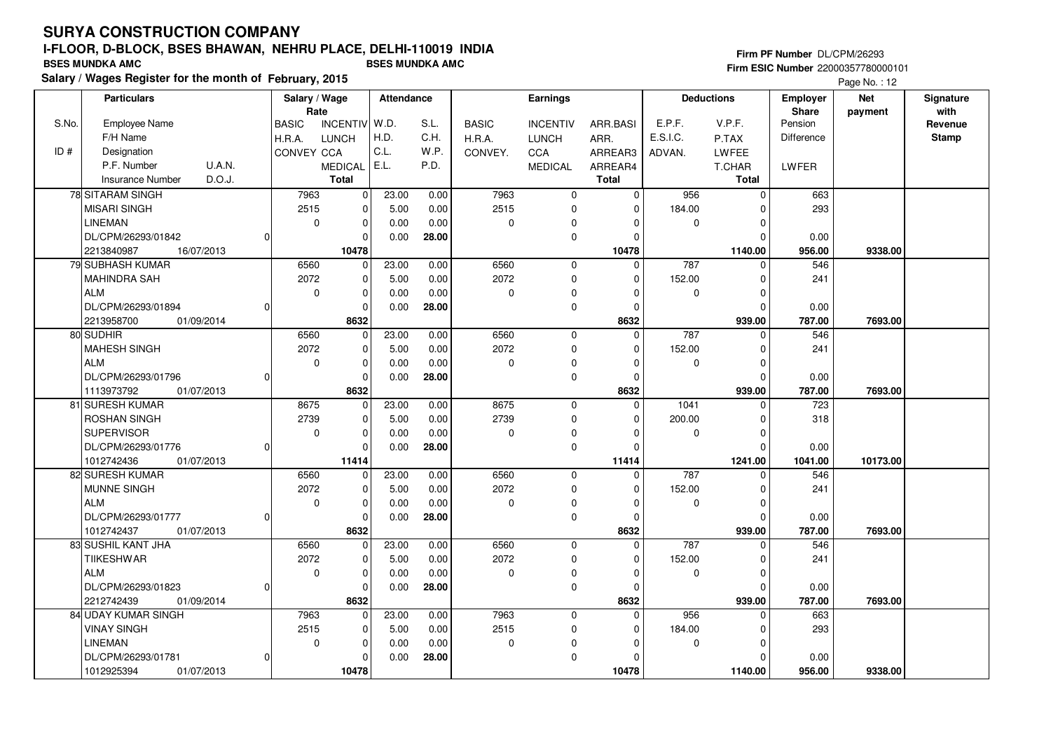# SURYA CONSTRUCTION COMPANY

**I-FLOOR, D-BLOCK, BSES BHAWAN, NEHRU PLACE, DELHI-110019 INDIA**

**BSES MUNDKA AMC** **BSES MUNDKA AMC**

**Salary / Wages Register for the month of February, 2015**

**Firm PF Number** DL/CPM/26293
**Firm ESIC Number** 22000357780000101

Page No. : 12

| S.No. / ID # | Employee Name / F/H Name / Designation / P.F. Number / U.A.N. / Insurance Number / D.O.J. | BASIC / H.R.A. / CONVEY | INCENTIV / LUNCH / CCA / MEDICAL / Total | W.D. / H.D. / C.L. / E.L. | S.L. / C.H. / W.P. / P.D. | BASIC / H.R.A. / CONVEY. | INCENTIV / LUNCH / CCA / MEDICAL | ARR.BASI / ARR. / ARREAR3 / ARREAR4 / Total | E.P.F. / E.S.I.C. / ADVAN. | V.P.F. / P.TAX / LWFEE / T.CHAR / Total | Employer Share: Pension / Difference / LWFER | Net payment | Signature with Revenue Stamp |
|---|---|---|---|---|---|---|---|---|---|---|---|---|---|
| 78 | SITARAM SINGH | 7963 | 0 | 23.00 | 0.00 | 7963 | 0 | 0 | 956 | 0 | 663 | | |
| | MISARI SINGH | 2515 | 0 | 5.00 | 0.00 | 2515 | 0 | 0 | 184.00 | 0 | 293 | | |
| | LINEMAN | 0 | 0 | 0.00 | 0.00 | 0 | 0 | 0 | 0 | 0 | | | |
| | DL/CPM/26293/01842 0 | | 0 | 0.00 | 28.00 | | 0 | 0 | | 0 | 0.00 | | |
| | 2213840987 16/07/2013 | | 10478 | | | | | 10478 | | 1140.00 | 956.00 | 9338.00 | |
| 79 | SUBHASH KUMAR | 6560 | 0 | 23.00 | 0.00 | 6560 | 0 | 0 | 787 | 0 | 546 | | |
| | MAHINDRA SAH | 2072 | 0 | 5.00 | 0.00 | 2072 | 0 | 0 | 152.00 | 0 | 241 | | |
| | ALM | 0 | 0 | 0.00 | 0.00 | 0 | 0 | 0 | 0 | 0 | | | |
| | DL/CPM/26293/01894 0 | | 0 | 0.00 | 28.00 | | 0 | 0 | | 0 | 0.00 | | |
| | 2213958700 01/09/2014 | | 8632 | | | | | 8632 | | 939.00 | 787.00 | 7693.00 | |
| 80 | SUDHIR | 6560 | 0 | 23.00 | 0.00 | 6560 | 0 | 0 | 787 | 0 | 546 | | |
| | MAHESH SINGH | 2072 | 0 | 5.00 | 0.00 | 2072 | 0 | 0 | 152.00 | 0 | 241 | | |
| | ALM | 0 | 0 | 0.00 | 0.00 | 0 | 0 | 0 | 0 | 0 | | | |
| | DL/CPM/26293/01796 0 | | 0 | 0.00 | 28.00 | | 0 | 0 | | 0 | 0.00 | | |
| | 1113973792 01/07/2013 | | 8632 | | | | | 8632 | | 939.00 | 787.00 | 7693.00 | |
| 81 | SURESH KUMAR | 8675 | 0 | 23.00 | 0.00 | 8675 | 0 | 0 | 1041 | 0 | 723 | | |
| | ROSHAN SINGH | 2739 | 0 | 5.00 | 0.00 | 2739 | 0 | 0 | 200.00 | 0 | 318 | | |
| | SUPERVISOR | 0 | 0 | 0.00 | 0.00 | 0 | 0 | 0 | 0 | 0 | | | |
| | DL/CPM/26293/01776 0 | | 0 | 0.00 | 28.00 | | 0 | 0 | | 0 | 0.00 | | |
| | 1012742436 01/07/2013 | | 11414 | | | | | 11414 | | 1241.00 | 1041.00 | 10173.00 | |
| 82 | SURESH KUMAR | 6560 | 0 | 23.00 | 0.00 | 6560 | 0 | 0 | 787 | 0 | 546 | | |
| | MUNNE SINGH | 2072 | 0 | 5.00 | 0.00 | 2072 | 0 | 0 | 152.00 | 0 | 241 | | |
| | ALM | 0 | 0 | 0.00 | 0.00 | 0 | 0 | 0 | 0 | 0 | | | |
| | DL/CPM/26293/01777 0 | | 0 | 0.00 | 28.00 | | 0 | 0 | | 0 | 0.00 | | |
| | 1012742437 01/07/2013 | | 8632 | | | | | 8632 | | 939.00 | 787.00 | 7693.00 | |
| 83 | SUSHIL KANT JHA | 6560 | 0 | 23.00 | 0.00 | 6560 | 0 | 0 | 787 | 0 | 546 | | |
| | TIIKESHWAR | 2072 | 0 | 5.00 | 0.00 | 2072 | 0 | 0 | 152.00 | 0 | 241 | | |
| | ALM | 0 | 0 | 0.00 | 0.00 | 0 | 0 | 0 | 0 | 0 | | | |
| | DL/CPM/26293/01823 0 | | 0 | 0.00 | 28.00 | | 0 | 0 | | 0 | 0.00 | | |
| | 2212742439 01/09/2014 | | 8632 | | | | | 8632 | | 939.00 | 787.00 | 7693.00 | |
| 84 | UDAY KUMAR SINGH | 7963 | 0 | 23.00 | 0.00 | 7963 | 0 | 0 | 956 | 0 | 663 | | |
| | VINAY SINGH | 2515 | 0 | 5.00 | 0.00 | 2515 | 0 | 0 | 184.00 | 0 | 293 | | |
| | LINEMAN | 0 | 0 | 0.00 | 0.00 | 0 | 0 | 0 | 0 | 0 | | | |
| | DL/CPM/26293/01781 0 | | 0 | 0.00 | 28.00 | | 0 | 0 | | 0 | 0.00 | | |
| | 1012925394 01/07/2013 | | 10478 | | | | | 10478 | | 1140.00 | 956.00 | 9338.00 | |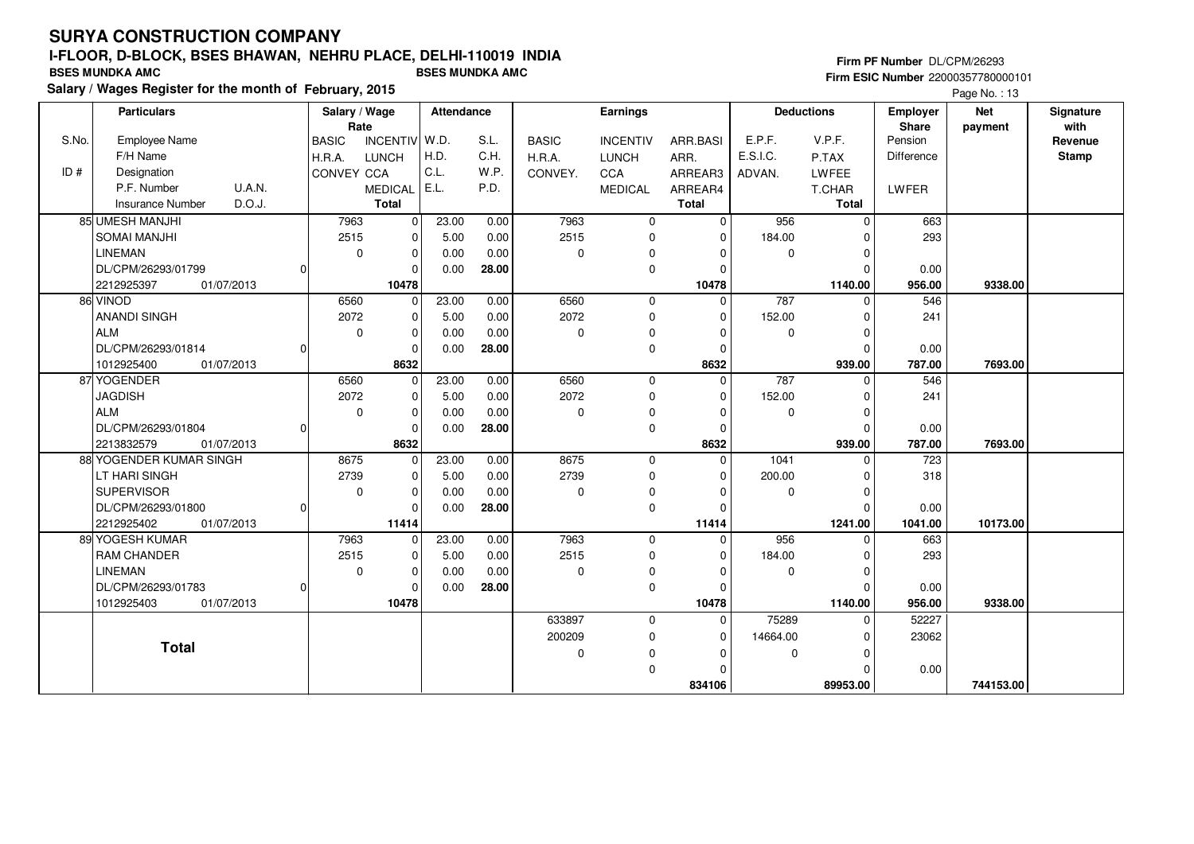# SURYA CONSTRUCTION COMPANY

**I-FLOOR, D-BLOCK, BSES BHAWAN, NEHRU PLACE, DELHI-110019 INDIA**

**BSES MUNDKA AMC** **BSES MUNDKA AMC**

**Salary / Wages Register for the month of February, 2015**

**Firm PF Number** DL/CPM/26293

**Firm ESIC Number** 22000357780000101

Page No. : 13

| S.No. / ID # | Particulars: Employee Name / F/H Name / Designation / P.F. Number / U.A.N. / Insurance Number / D.O.J. | Salary / Wage Rate: BASIC / H.R.A. / CONVEY | INCENTIV / LUNCH / CCA / MEDICAL / Total | Attendance: W.D. / H.D. / C.L. / E.L. | S.L. / C.H. / W.P. / P.D. | Earnings: BASIC / H.R.A. / CONVEY. | INCENTIV / LUNCH / CCA / MEDICAL | ARR.BASI / ARR. / ARREAR3 / ARREAR4 / Total | Deductions: E.P.F. / E.S.I.C. / ADVAN. | V.P.F. / P.TAX / LWFEE / T.CHAR / Total | Employer Share: Pension / Difference / LWFER | Net payment | Signature with Revenue Stamp |
|---|---|---|---|---|---|---|---|---|---|---|---|---|---|
| 85 | UMESH MANJHI<br>SOMAI MANJHI<br>LINEMAN<br>DL/CPM/26293/01799 0<br>2212925397 01/07/2013 | 7963<br>2515<br>0 | 0<br>0<br>0<br>0<br>10478 | 23.00<br>5.00<br>0.00<br>0.00 | 0.00<br>0.00<br>0.00<br>28.00 | 7963<br>2515<br>0 | 0<br>0<br>0<br>0 | 0<br>0<br>0<br>0<br>10478 | 956<br>184.00<br>0 | 0<br>0<br>0<br>0<br>1140.00 | 663<br>293<br>0.00<br>956.00 | 9338.00 | |
| 86 | VINOD<br>ANANDI SINGH<br>ALM<br>DL/CPM/26293/01814 0<br>1012925400 01/07/2013 | 6560<br>2072<br>0 | 0<br>0<br>0<br>0<br>8632 | 23.00<br>5.00<br>0.00<br>0.00 | 0.00<br>0.00<br>0.00<br>28.00 | 6560<br>2072<br>0 | 0<br>0<br>0<br>0 | 0<br>0<br>0<br>0<br>8632 | 787<br>152.00<br>0 | 0<br>0<br>0<br>0<br>939.00 | 546<br>241<br>0.00<br>787.00 | 7693.00 | |
| 87 | YOGENDER<br>JAGDISH<br>ALM<br>DL/CPM/26293/01804 0<br>2213832579 01/07/2013 | 6560<br>2072<br>0 | 0<br>0<br>0<br>0<br>8632 | 23.00<br>5.00<br>0.00<br>0.00 | 0.00<br>0.00<br>0.00<br>28.00 | 6560<br>2072<br>0 | 0<br>0<br>0<br>0 | 0<br>0<br>0<br>0<br>8632 | 787<br>152.00<br>0 | 0<br>0<br>0<br>0<br>939.00 | 546<br>241<br>0.00<br>787.00 | 7693.00 | |
| 88 | YOGENDER KUMAR SINGH<br>LT HARI SINGH<br>SUPERVISOR<br>DL/CPM/26293/01800 0<br>2212925402 01/07/2013 | 8675<br>2739<br>0 | 0<br>0<br>0<br>0<br>11414 | 23.00<br>5.00<br>0.00<br>0.00 | 0.00<br>0.00<br>0.00<br>28.00 | 8675<br>2739<br>0 | 0<br>0<br>0<br>0 | 0<br>0<br>0<br>0<br>11414 | 1041<br>200.00<br>0 | 0<br>0<br>0<br>0<br>1241.00 | 723<br>318<br>0.00<br>1041.00 | 10173.00 | |
| 89 | YOGESH KUMAR<br>RAM CHANDER<br>LINEMAN<br>DL/CPM/26293/01783 0<br>1012925403 01/07/2013 | 7963<br>2515<br>0 | 0<br>0<br>0<br>0<br>10478 | 23.00<br>5.00<br>0.00<br>0.00 | 0.00<br>0.00<br>0.00<br>28.00 | 7963<br>2515<br>0 | 0<br>0<br>0<br>0 | 0<br>0<br>0<br>0<br>10478 | 956<br>184.00<br>0 | 0<br>0<br>0<br>0<br>1140.00 | 663<br>293<br>0.00<br>956.00 | 9338.00 | |
| | **Total** | | | | | 633897<br>200209<br>0 | 0<br>0<br>0<br>0 | 0<br>0<br>0<br>0<br>834106 | 75289<br>14664.00<br>0 | 0<br>0<br>0<br>0<br>89953.00 | 52227<br>23062<br>0.00 | 744153.00 | |